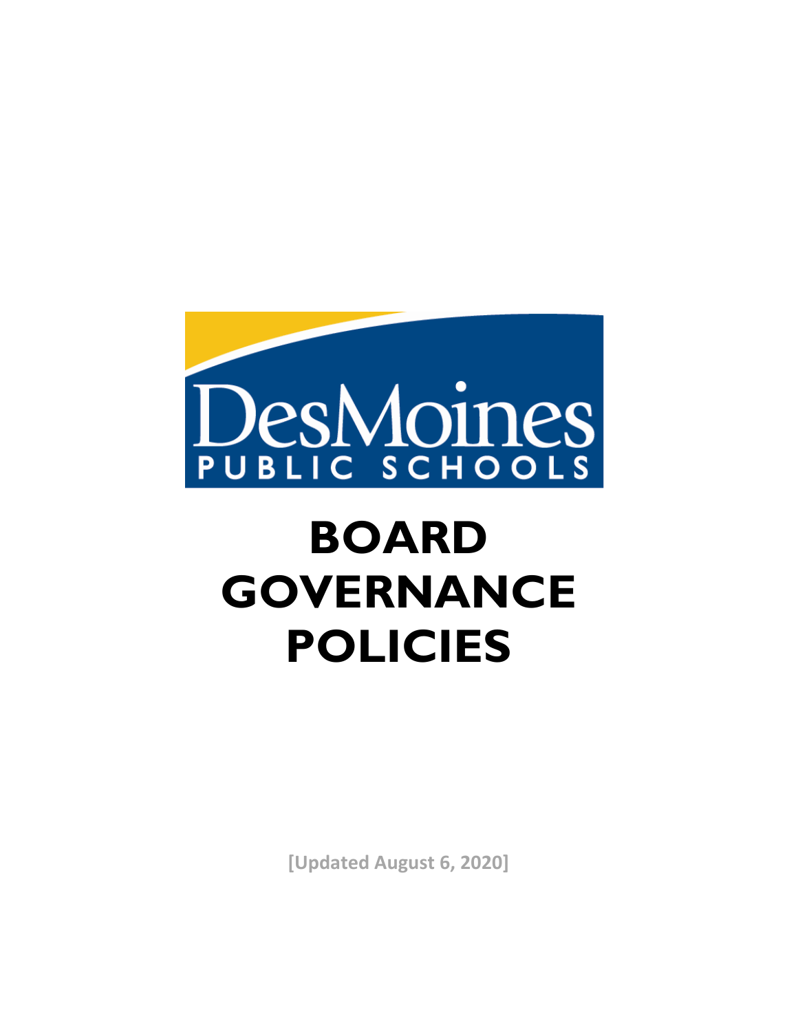DesMoines PUBLIC SCHOOLS

# BOARD GOVERNANCE POLICIES

[Updated August 6, 2020]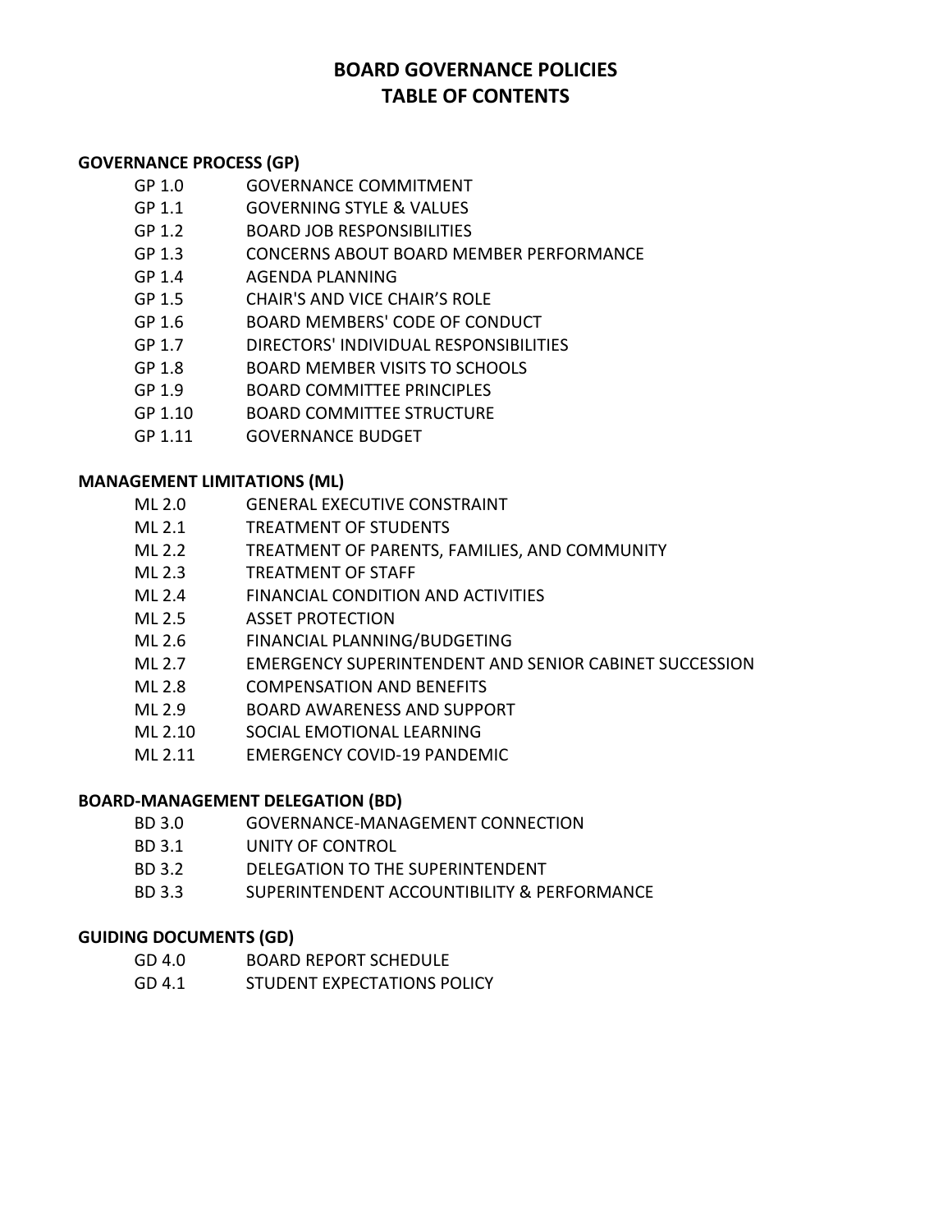# BOARD GOVERNANCE POLICIES
# TABLE OF CONTENTS

**GOVERNANCE PROCESS (GP)**

- GP 1.0 GOVERNANCE COMMITMENT
- GP 1.1 GOVERNING STYLE & VALUES
- GP 1.2 BOARD JOB RESPONSIBILITIES
- GP 1.3 CONCERNS ABOUT BOARD MEMBER PERFORMANCE
- GP 1.4 AGENDA PLANNING
- GP 1.5 CHAIR'S AND VICE CHAIR'S ROLE
- GP 1.6 BOARD MEMBERS' CODE OF CONDUCT
- GP 1.7 DIRECTORS' INDIVIDUAL RESPONSIBILITIES
- GP 1.8 BOARD MEMBER VISITS TO SCHOOLS
- GP 1.9 BOARD COMMITTEE PRINCIPLES
- GP 1.10 BOARD COMMITTEE STRUCTURE
- GP 1.11 GOVERNANCE BUDGET

**MANAGEMENT LIMITATIONS (ML)**

- ML 2.0 GENERAL EXECUTIVE CONSTRAINT
- ML 2.1 TREATMENT OF STUDENTS
- ML 2.2 TREATMENT OF PARENTS, FAMILIES, AND COMMUNITY
- ML 2.3 TREATMENT OF STAFF
- ML 2.4 FINANCIAL CONDITION AND ACTIVITIES
- ML 2.5 ASSET PROTECTION
- ML 2.6 FINANCIAL PLANNING/BUDGETING
- ML 2.7 EMERGENCY SUPERINTENDENT AND SENIOR CABINET SUCCESSION
- ML 2.8 COMPENSATION AND BENEFITS
- ML 2.9 BOARD AWARENESS AND SUPPORT
- ML 2.10 SOCIAL EMOTIONAL LEARNING
- ML 2.11 EMERGENCY COVID-19 PANDEMIC

**BOARD-MANAGEMENT DELEGATION (BD)**

- BD 3.0 GOVERNANCE-MANAGEMENT CONNECTION
- BD 3.1 UNITY OF CONTROL
- BD 3.2 DELEGATION TO THE SUPERINTENDENT
- BD 3.3 SUPERINTENDENT ACCOUNTIBILITY & PERFORMANCE

**GUIDING DOCUMENTS (GD)**

- GD 4.0 BOARD REPORT SCHEDULE
- GD 4.1 STUDENT EXPECTATIONS POLICY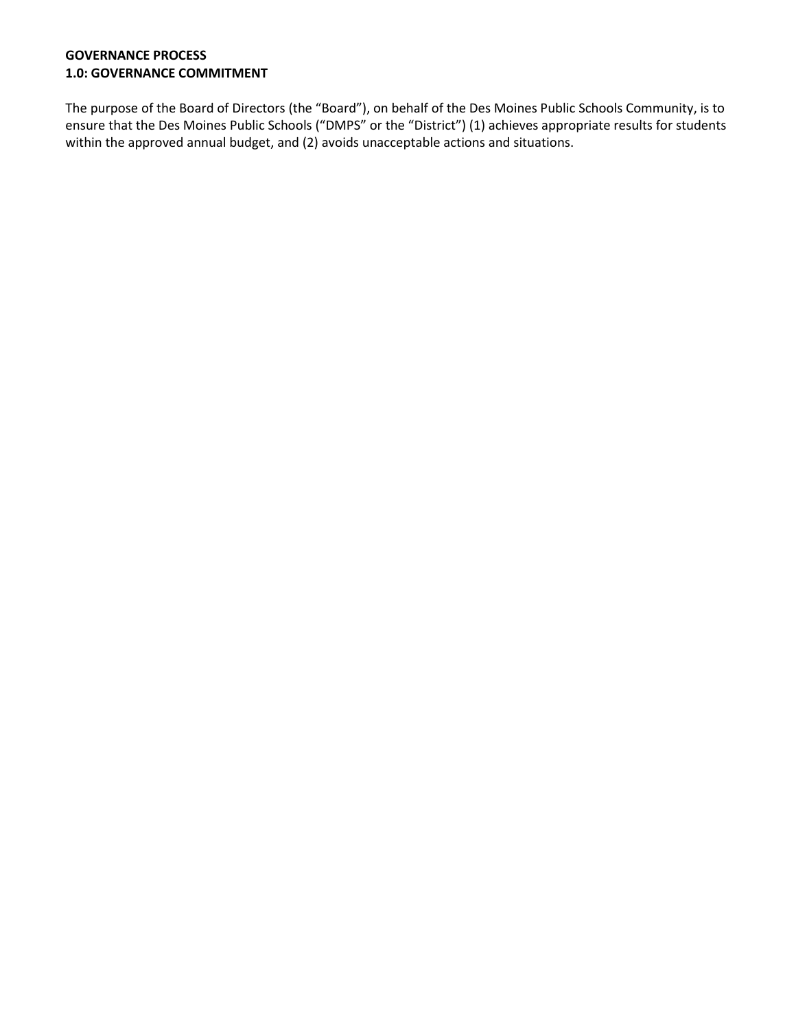**GOVERNANCE PROCESS**
**1.0: GOVERNANCE COMMITMENT**

The purpose of the Board of Directors (the "Board"), on behalf of the Des Moines Public Schools Community, is to ensure that the Des Moines Public Schools ("DMPS" or the "District") (1) achieves appropriate results for students within the approved annual budget, and (2) avoids unacceptable actions and situations.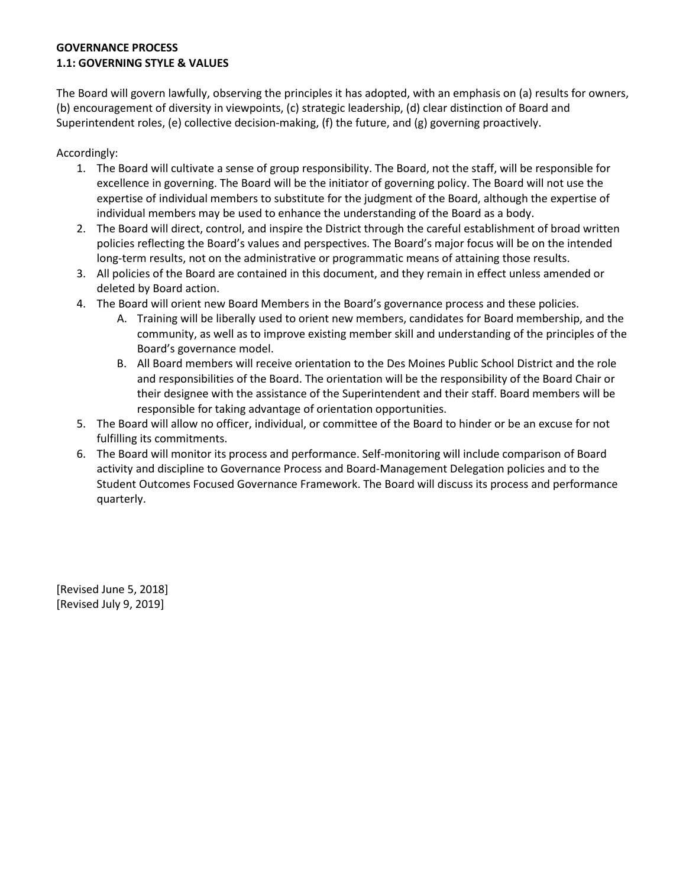**GOVERNANCE PROCESS**
**1.1: GOVERNING STYLE & VALUES**

The Board will govern lawfully, observing the principles it has adopted, with an emphasis on (a) results for owners, (b) encouragement of diversity in viewpoints, (c) strategic leadership, (d) clear distinction of Board and Superintendent roles, (e) collective decision-making, (f) the future, and (g) governing proactively.

Accordingly:

1. The Board will cultivate a sense of group responsibility. The Board, not the staff, will be responsible for excellence in governing. The Board will be the initiator of governing policy. The Board will not use the expertise of individual members to substitute for the judgment of the Board, although the expertise of individual members may be used to enhance the understanding of the Board as a body.
2. The Board will direct, control, and inspire the District through the careful establishment of broad written policies reflecting the Board's values and perspectives. The Board's major focus will be on the intended long-term results, not on the administrative or programmatic means of attaining those results.
3. All policies of the Board are contained in this document, and they remain in effect unless amended or deleted by Board action.
4. The Board will orient new Board Members in the Board's governance process and these policies.
   A. Training will be liberally used to orient new members, candidates for Board membership, and the community, as well as to improve existing member skill and understanding of the principles of the Board's governance model.
   B. All Board members will receive orientation to the Des Moines Public School District and the role and responsibilities of the Board. The orientation will be the responsibility of the Board Chair or their designee with the assistance of the Superintendent and their staff. Board members will be responsible for taking advantage of orientation opportunities.
5. The Board will allow no officer, individual, or committee of the Board to hinder or be an excuse for not fulfilling its commitments.
6. The Board will monitor its process and performance. Self-monitoring will include comparison of Board activity and discipline to Governance Process and Board-Management Delegation policies and to the Student Outcomes Focused Governance Framework. The Board will discuss its process and performance quarterly.

[Revised June 5, 2018]
[Revised July 9, 2019]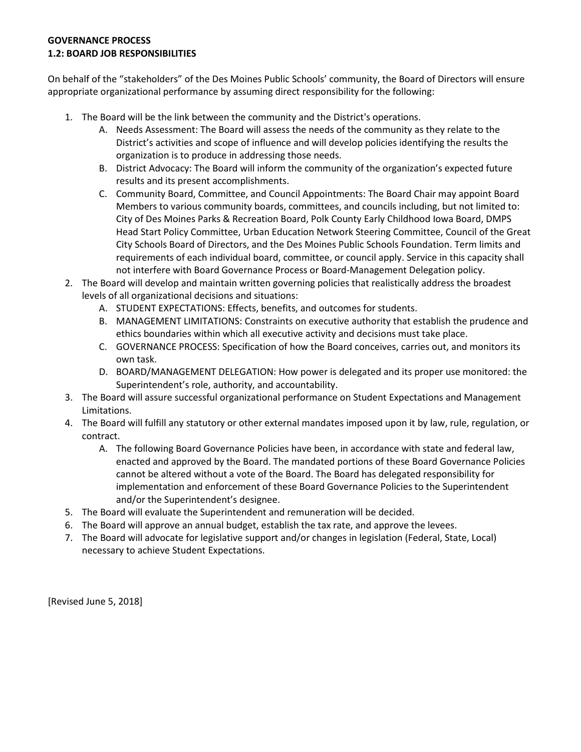**GOVERNANCE PROCESS**
**1.2: BOARD JOB RESPONSIBILITIES**

On behalf of the "stakeholders" of the Des Moines Public Schools' community, the Board of Directors will ensure appropriate organizational performance by assuming direct responsibility for the following:

1. The Board will be the link between the community and the District's operations.
   A. Needs Assessment: The Board will assess the needs of the community as they relate to the District's activities and scope of influence and will develop policies identifying the results the organization is to produce in addressing those needs.
   B. District Advocacy: The Board will inform the community of the organization's expected future results and its present accomplishments.
   C. Community Board, Committee, and Council Appointments: The Board Chair may appoint Board Members to various community boards, committees, and councils including, but not limited to: City of Des Moines Parks & Recreation Board, Polk County Early Childhood Iowa Board, DMPS Head Start Policy Committee, Urban Education Network Steering Committee, Council of the Great City Schools Board of Directors, and the Des Moines Public Schools Foundation. Term limits and requirements of each individual board, committee, or council apply. Service in this capacity shall not interfere with Board Governance Process or Board-Management Delegation policy.
2. The Board will develop and maintain written governing policies that realistically address the broadest levels of all organizational decisions and situations:
   A. STUDENT EXPECTATIONS: Effects, benefits, and outcomes for students.
   B. MANAGEMENT LIMITATIONS: Constraints on executive authority that establish the prudence and ethics boundaries within which all executive activity and decisions must take place.
   C. GOVERNANCE PROCESS: Specification of how the Board conceives, carries out, and monitors its own task.
   D. BOARD/MANAGEMENT DELEGATION: How power is delegated and its proper use monitored: the Superintendent's role, authority, and accountability.
3. The Board will assure successful organizational performance on Student Expectations and Management Limitations.
4. The Board will fulfill any statutory or other external mandates imposed upon it by law, rule, regulation, or contract.
   A. The following Board Governance Policies have been, in accordance with state and federal law, enacted and approved by the Board. The mandated portions of these Board Governance Policies cannot be altered without a vote of the Board. The Board has delegated responsibility for implementation and enforcement of these Board Governance Policies to the Superintendent and/or the Superintendent's designee.
5. The Board will evaluate the Superintendent and remuneration will be decided.
6. The Board will approve an annual budget, establish the tax rate, and approve the levees.
7. The Board will advocate for legislative support and/or changes in legislation (Federal, State, Local) necessary to achieve Student Expectations.

[Revised June 5, 2018]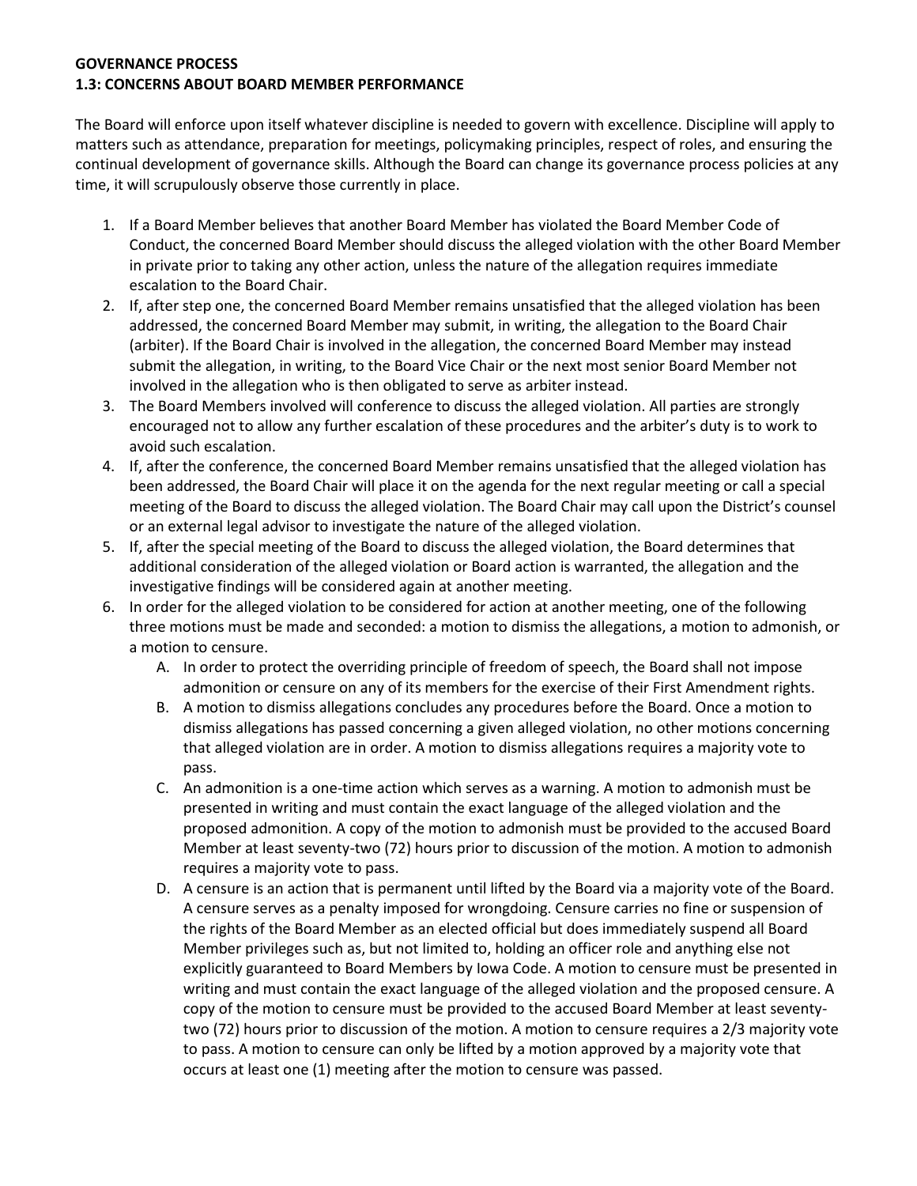**GOVERNANCE PROCESS**
**1.3: CONCERNS ABOUT BOARD MEMBER PERFORMANCE**

The Board will enforce upon itself whatever discipline is needed to govern with excellence. Discipline will apply to matters such as attendance, preparation for meetings, policymaking principles, respect of roles, and ensuring the continual development of governance skills. Although the Board can change its governance process policies at any time, it will scrupulously observe those currently in place.

1. If a Board Member believes that another Board Member has violated the Board Member Code of Conduct, the concerned Board Member should discuss the alleged violation with the other Board Member in private prior to taking any other action, unless the nature of the allegation requires immediate escalation to the Board Chair.
2. If, after step one, the concerned Board Member remains unsatisfied that the alleged violation has been addressed, the concerned Board Member may submit, in writing, the allegation to the Board Chair (arbiter). If the Board Chair is involved in the allegation, the concerned Board Member may instead submit the allegation, in writing, to the Board Vice Chair or the next most senior Board Member not involved in the allegation who is then obligated to serve as arbiter instead.
3. The Board Members involved will conference to discuss the alleged violation. All parties are strongly encouraged not to allow any further escalation of these procedures and the arbiter's duty is to work to avoid such escalation.
4. If, after the conference, the concerned Board Member remains unsatisfied that the alleged violation has been addressed, the Board Chair will place it on the agenda for the next regular meeting or call a special meeting of the Board to discuss the alleged violation. The Board Chair may call upon the District's counsel or an external legal advisor to investigate the nature of the alleged violation.
5. If, after the special meeting of the Board to discuss the alleged violation, the Board determines that additional consideration of the alleged violation or Board action is warranted, the allegation and the investigative findings will be considered again at another meeting.
6. In order for the alleged violation to be considered for action at another meeting, one of the following three motions must be made and seconded: a motion to dismiss the allegations, a motion to admonish, or a motion to censure.
    A. In order to protect the overriding principle of freedom of speech, the Board shall not impose admonition or censure on any of its members for the exercise of their First Amendment rights.
    B. A motion to dismiss allegations concludes any procedures before the Board. Once a motion to dismiss allegations has passed concerning a given alleged violation, no other motions concerning that alleged violation are in order. A motion to dismiss allegations requires a majority vote to pass.
    C. An admonition is a one-time action which serves as a warning. A motion to admonish must be presented in writing and must contain the exact language of the alleged violation and the proposed admonition. A copy of the motion to admonish must be provided to the accused Board Member at least seventy-two (72) hours prior to discussion of the motion. A motion to admonish requires a majority vote to pass.
    D. A censure is an action that is permanent until lifted by the Board via a majority vote of the Board. A censure serves as a penalty imposed for wrongdoing. Censure carries no fine or suspension of the rights of the Board Member as an elected official but does immediately suspend all Board Member privileges such as, but not limited to, holding an officer role and anything else not explicitly guaranteed to Board Members by Iowa Code. A motion to censure must be presented in writing and must contain the exact language of the alleged violation and the proposed censure. A copy of the motion to censure must be provided to the accused Board Member at least seventy-two (72) hours prior to discussion of the motion. A motion to censure requires a 2/3 majority vote to pass. A motion to censure can only be lifted by a motion approved by a majority vote that occurs at least one (1) meeting after the motion to censure was passed.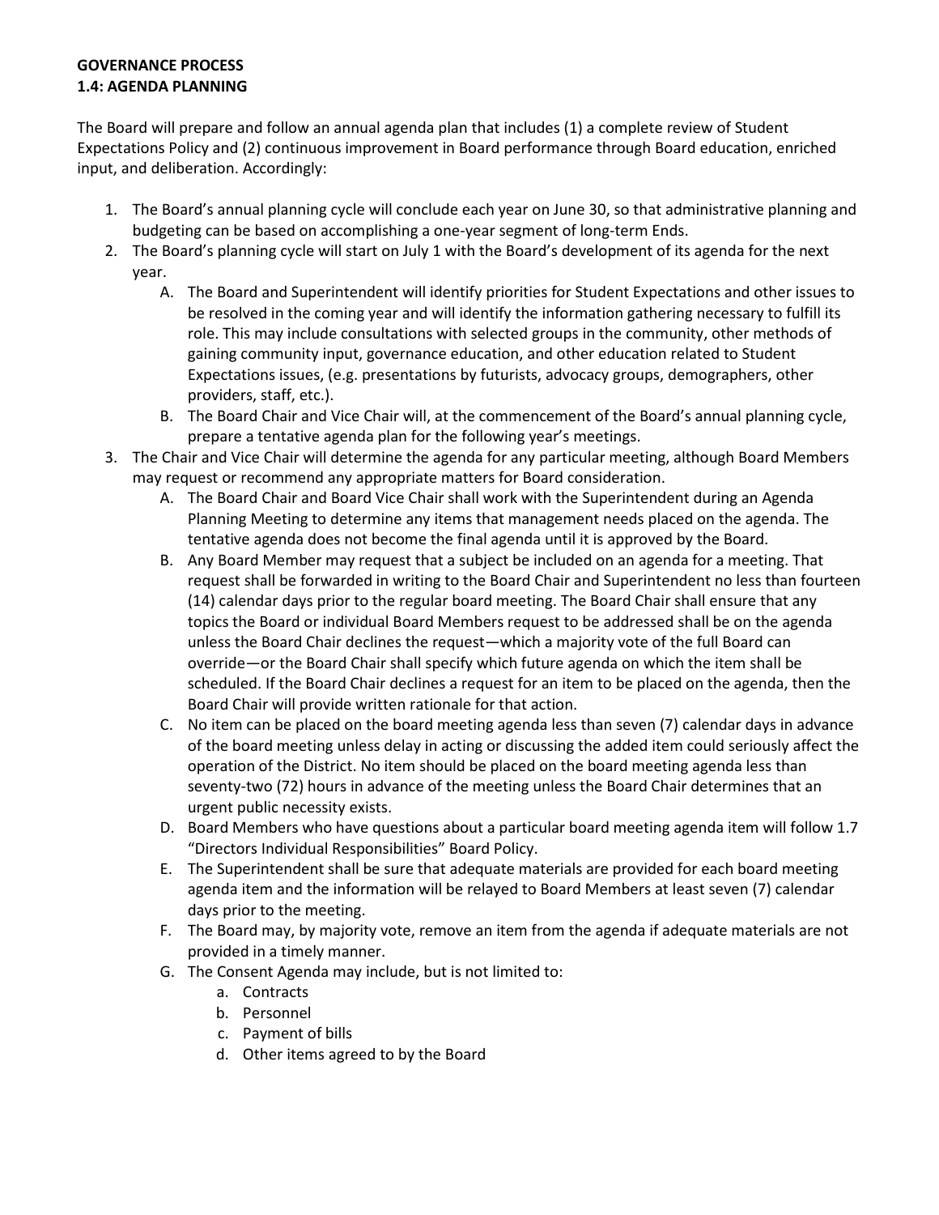**GOVERNANCE PROCESS**
**1.4: AGENDA PLANNING**

The Board will prepare and follow an annual agenda plan that includes (1) a complete review of Student Expectations Policy and (2) continuous improvement in Board performance through Board education, enriched input, and deliberation. Accordingly:

1. The Board's annual planning cycle will conclude each year on June 30, so that administrative planning and budgeting can be based on accomplishing a one-year segment of long-term Ends.
2. The Board's planning cycle will start on July 1 with the Board's development of its agenda for the next year.
   A. The Board and Superintendent will identify priorities for Student Expectations and other issues to be resolved in the coming year and will identify the information gathering necessary to fulfill its role. This may include consultations with selected groups in the community, other methods of gaining community input, governance education, and other education related to Student Expectations issues, (e.g. presentations by futurists, advocacy groups, demographers, other providers, staff, etc.).
   B. The Board Chair and Vice Chair will, at the commencement of the Board's annual planning cycle, prepare a tentative agenda plan for the following year's meetings.
3. The Chair and Vice Chair will determine the agenda for any particular meeting, although Board Members may request or recommend any appropriate matters for Board consideration.
   A. The Board Chair and Board Vice Chair shall work with the Superintendent during an Agenda Planning Meeting to determine any items that management needs placed on the agenda. The tentative agenda does not become the final agenda until it is approved by the Board.
   B. Any Board Member may request that a subject be included on an agenda for a meeting. That request shall be forwarded in writing to the Board Chair and Superintendent no less than fourteen (14) calendar days prior to the regular board meeting. The Board Chair shall ensure that any topics the Board or individual Board Members request to be addressed shall be on the agenda unless the Board Chair declines the request—which a majority vote of the full Board can override—or the Board Chair shall specify which future agenda on which the item shall be scheduled. If the Board Chair declines a request for an item to be placed on the agenda, then the Board Chair will provide written rationale for that action.
   C. No item can be placed on the board meeting agenda less than seven (7) calendar days in advance of the board meeting unless delay in acting or discussing the added item could seriously affect the operation of the District. No item should be placed on the board meeting agenda less than seventy-two (72) hours in advance of the meeting unless the Board Chair determines that an urgent public necessity exists.
   D. Board Members who have questions about a particular board meeting agenda item will follow 1.7 "Directors Individual Responsibilities" Board Policy.
   E. The Superintendent shall be sure that adequate materials are provided for each board meeting agenda item and the information will be relayed to Board Members at least seven (7) calendar days prior to the meeting.
   F. The Board may, by majority vote, remove an item from the agenda if adequate materials are not provided in a timely manner.
   G. The Consent Agenda may include, but is not limited to:
      a. Contracts
      b. Personnel
      c. Payment of bills
      d. Other items agreed to by the Board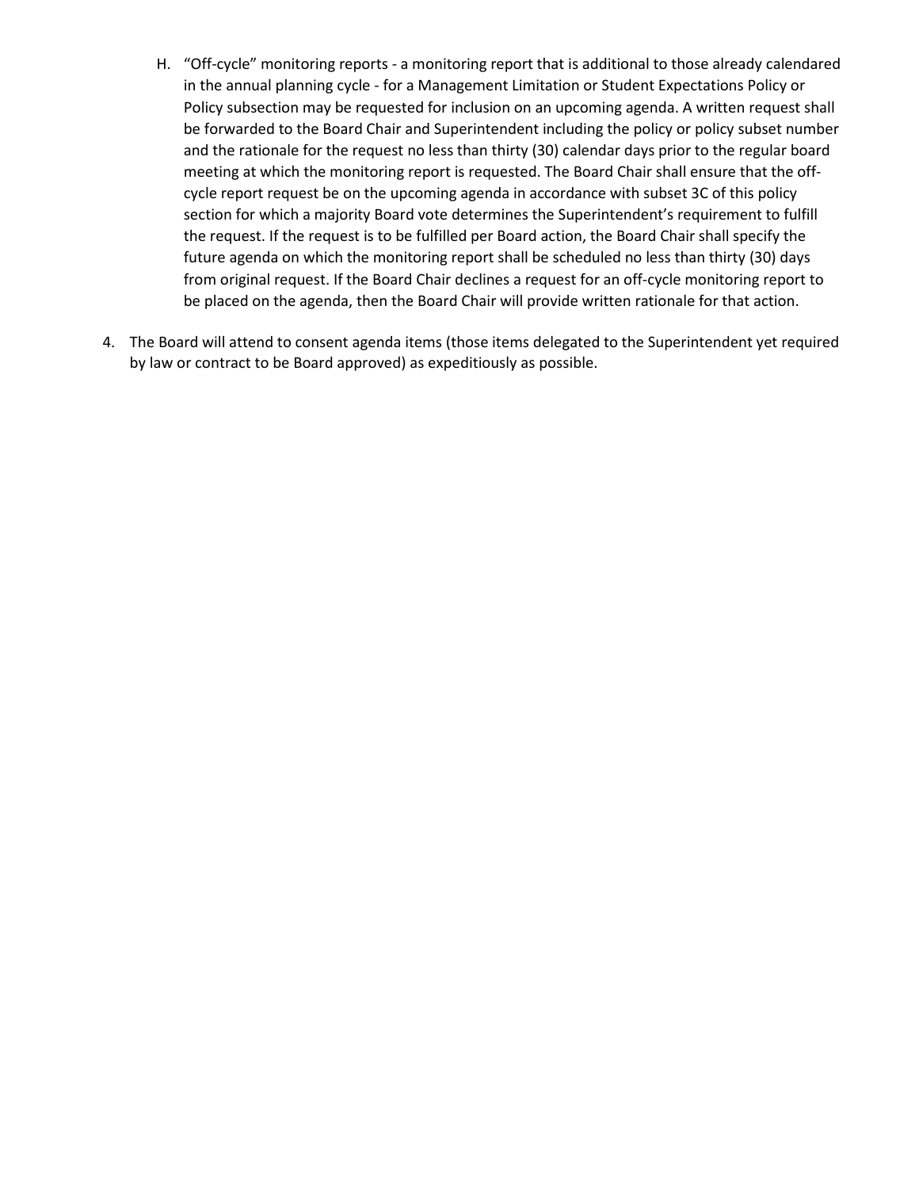H. "Off-cycle" monitoring reports - a monitoring report that is additional to those already calendared in the annual planning cycle - for a Management Limitation or Student Expectations Policy or Policy subsection may be requested for inclusion on an upcoming agenda. A written request shall be forwarded to the Board Chair and Superintendent including the policy or policy subset number and the rationale for the request no less than thirty (30) calendar days prior to the regular board meeting at which the monitoring report is requested. The Board Chair shall ensure that the off-cycle report request be on the upcoming agenda in accordance with subset 3C of this policy section for which a majority Board vote determines the Superintendent's requirement to fulfill the request. If the request is to be fulfilled per Board action, the Board Chair shall specify the future agenda on which the monitoring report shall be scheduled no less than thirty (30) days from original request. If the Board Chair declines a request for an off-cycle monitoring report to be placed on the agenda, then the Board Chair will provide written rationale for that action.

4. The Board will attend to consent agenda items (those items delegated to the Superintendent yet required by law or contract to be Board approved) as expeditiously as possible.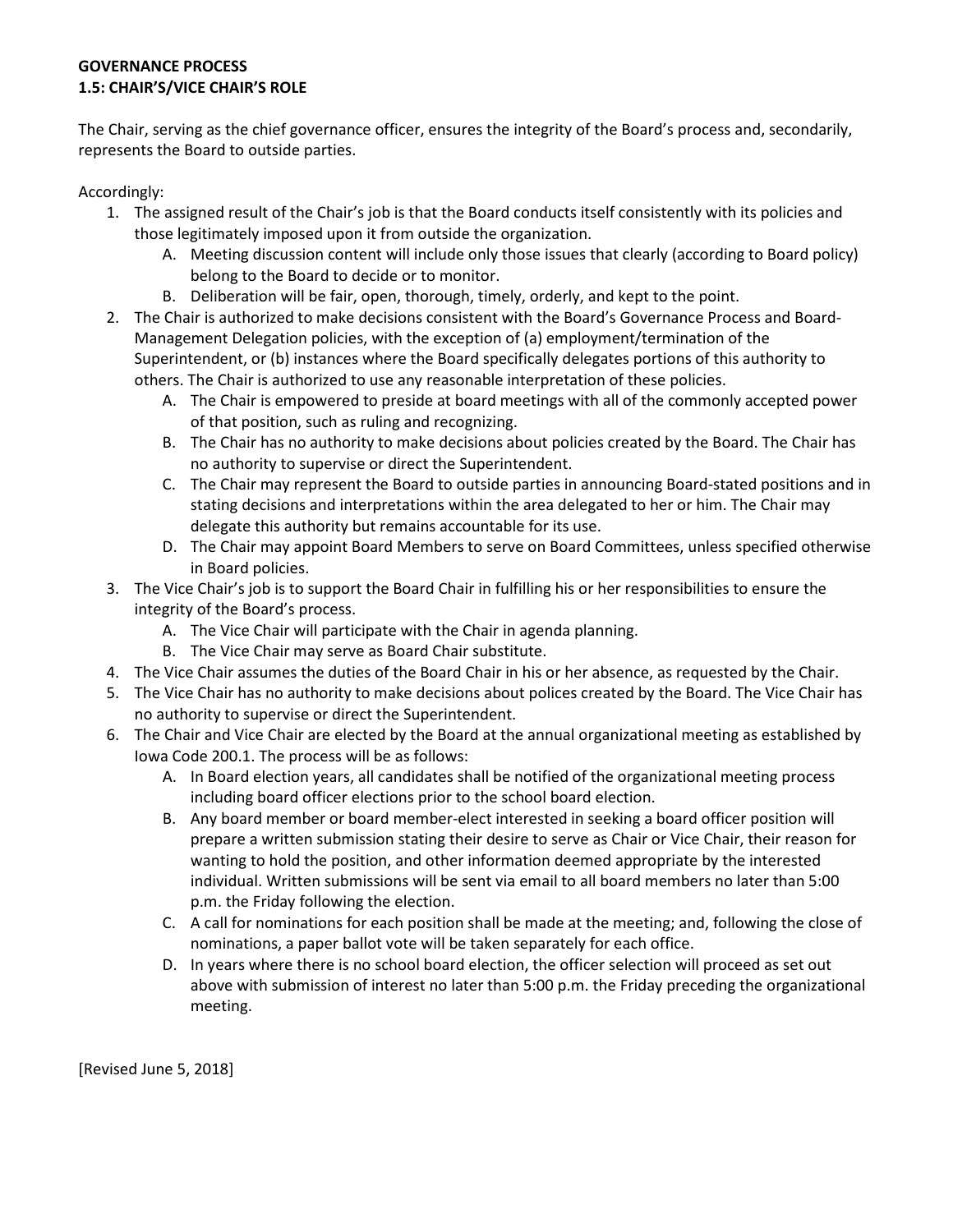**GOVERNANCE PROCESS**
**1.5: CHAIR'S/VICE CHAIR'S ROLE**

The Chair, serving as the chief governance officer, ensures the integrity of the Board's process and, secondarily, represents the Board to outside parties.

Accordingly:

1. The assigned result of the Chair's job is that the Board conducts itself consistently with its policies and those legitimately imposed upon it from outside the organization.
   A. Meeting discussion content will include only those issues that clearly (according to Board policy) belong to the Board to decide or to monitor.
   B. Deliberation will be fair, open, thorough, timely, orderly, and kept to the point.
2. The Chair is authorized to make decisions consistent with the Board's Governance Process and Board-Management Delegation policies, with the exception of (a) employment/termination of the Superintendent, or (b) instances where the Board specifically delegates portions of this authority to others. The Chair is authorized to use any reasonable interpretation of these policies.
   A. The Chair is empowered to preside at board meetings with all of the commonly accepted power of that position, such as ruling and recognizing.
   B. The Chair has no authority to make decisions about policies created by the Board. The Chair has no authority to supervise or direct the Superintendent.
   C. The Chair may represent the Board to outside parties in announcing Board-stated positions and in stating decisions and interpretations within the area delegated to her or him. The Chair may delegate this authority but remains accountable for its use.
   D. The Chair may appoint Board Members to serve on Board Committees, unless specified otherwise in Board policies.
3. The Vice Chair's job is to support the Board Chair in fulfilling his or her responsibilities to ensure the integrity of the Board's process.
   A. The Vice Chair will participate with the Chair in agenda planning.
   B. The Vice Chair may serve as Board Chair substitute.
4. The Vice Chair assumes the duties of the Board Chair in his or her absence, as requested by the Chair.
5. The Vice Chair has no authority to make decisions about polices created by the Board. The Vice Chair has no authority to supervise or direct the Superintendent.
6. The Chair and Vice Chair are elected by the Board at the annual organizational meeting as established by Iowa Code 200.1. The process will be as follows:
   A. In Board election years, all candidates shall be notified of the organizational meeting process including board officer elections prior to the school board election.
   B. Any board member or board member-elect interested in seeking a board officer position will prepare a written submission stating their desire to serve as Chair or Vice Chair, their reason for wanting to hold the position, and other information deemed appropriate by the interested individual. Written submissions will be sent via email to all board members no later than 5:00 p.m. the Friday following the election.
   C. A call for nominations for each position shall be made at the meeting; and, following the close of nominations, a paper ballot vote will be taken separately for each office.
   D. In years where there is no school board election, the officer selection will proceed as set out above with submission of interest no later than 5:00 p.m. the Friday preceding the organizational meeting.

[Revised June 5, 2018]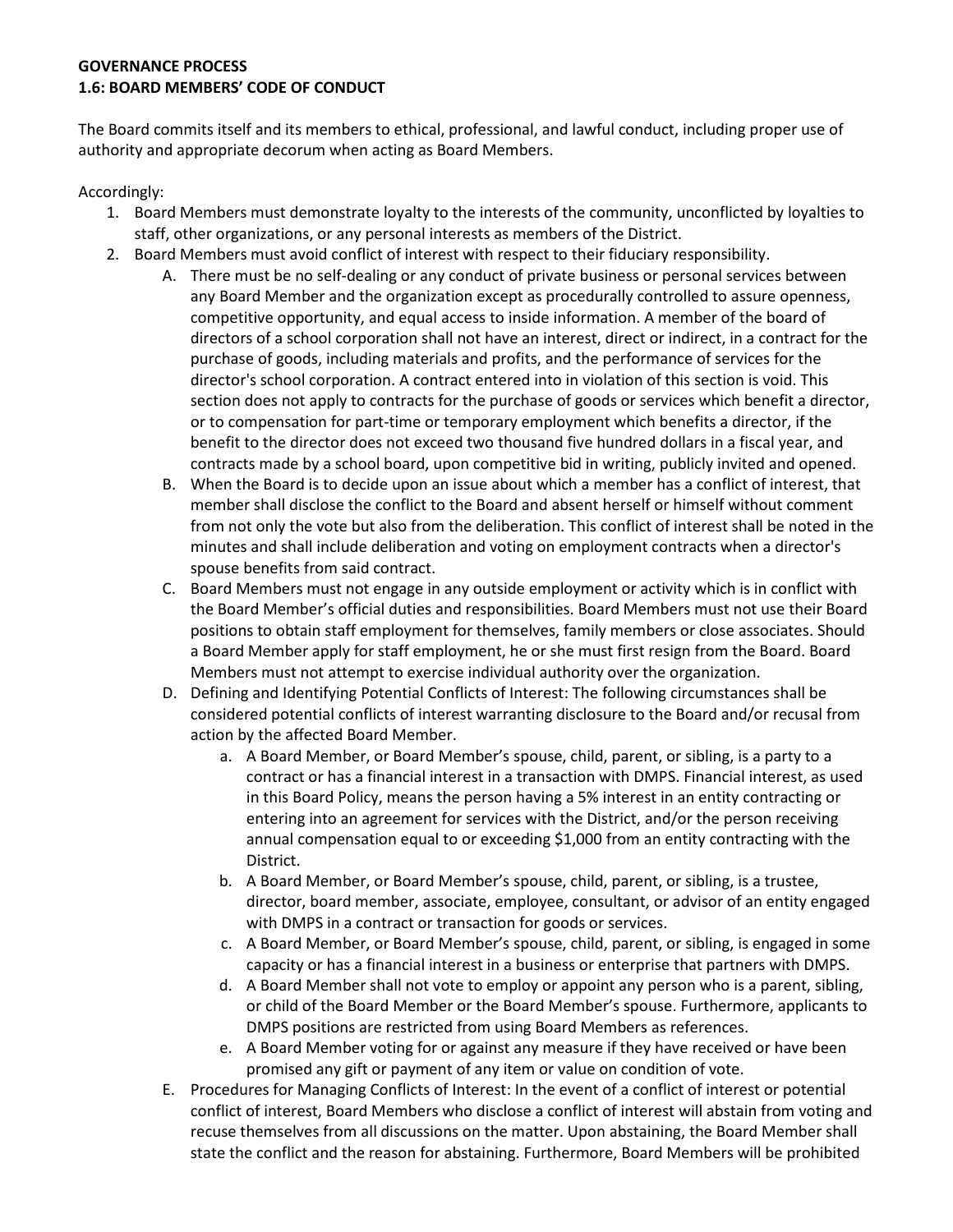**GOVERNANCE PROCESS**
**1.6: BOARD MEMBERS' CODE OF CONDUCT**

The Board commits itself and its members to ethical, professional, and lawful conduct, including proper use of authority and appropriate decorum when acting as Board Members.

Accordingly:

1. Board Members must demonstrate loyalty to the interests of the community, unconflicted by loyalties to staff, other organizations, or any personal interests as members of the District.
2. Board Members must avoid conflict of interest with respect to their fiduciary responsibility.
   A. There must be no self-dealing or any conduct of private business or personal services between any Board Member and the organization except as procedurally controlled to assure openness, competitive opportunity, and equal access to inside information. A member of the board of directors of a school corporation shall not have an interest, direct or indirect, in a contract for the purchase of goods, including materials and profits, and the performance of services for the director's school corporation. A contract entered into in violation of this section is void. This section does not apply to contracts for the purchase of goods or services which benefit a director, or to compensation for part-time or temporary employment which benefits a director, if the benefit to the director does not exceed two thousand five hundred dollars in a fiscal year, and contracts made by a school board, upon competitive bid in writing, publicly invited and opened.
   B. When the Board is to decide upon an issue about which a member has a conflict of interest, that member shall disclose the conflict to the Board and absent herself or himself without comment from not only the vote but also from the deliberation. This conflict of interest shall be noted in the minutes and shall include deliberation and voting on employment contracts when a director's spouse benefits from said contract.
   C. Board Members must not engage in any outside employment or activity which is in conflict with the Board Member's official duties and responsibilities. Board Members must not use their Board positions to obtain staff employment for themselves, family members or close associates. Should a Board Member apply for staff employment, he or she must first resign from the Board. Board Members must not attempt to exercise individual authority over the organization.
   D. Defining and Identifying Potential Conflicts of Interest: The following circumstances shall be considered potential conflicts of interest warranting disclosure to the Board and/or recusal from action by the affected Board Member.
      a. A Board Member, or Board Member's spouse, child, parent, or sibling, is a party to a contract or has a financial interest in a transaction with DMPS. Financial interest, as used in this Board Policy, means the person having a 5% interest in an entity contracting or entering into an agreement for services with the District, and/or the person receiving annual compensation equal to or exceeding $1,000 from an entity contracting with the District.
      b. A Board Member, or Board Member's spouse, child, parent, or sibling, is a trustee, director, board member, associate, employee, consultant, or advisor of an entity engaged with DMPS in a contract or transaction for goods or services.
      c. A Board Member, or Board Member's spouse, child, parent, or sibling, is engaged in some capacity or has a financial interest in a business or enterprise that partners with DMPS.
      d. A Board Member shall not vote to employ or appoint any person who is a parent, sibling, or child of the Board Member or the Board Member's spouse. Furthermore, applicants to DMPS positions are restricted from using Board Members as references.
      e. A Board Member voting for or against any measure if they have received or have been promised any gift or payment of any item or value on condition of vote.
   E. Procedures for Managing Conflicts of Interest: In the event of a conflict of interest or potential conflict of interest, Board Members who disclose a conflict of interest will abstain from voting and recuse themselves from all discussions on the matter. Upon abstaining, the Board Member shall state the conflict and the reason for abstaining. Furthermore, Board Members will be prohibited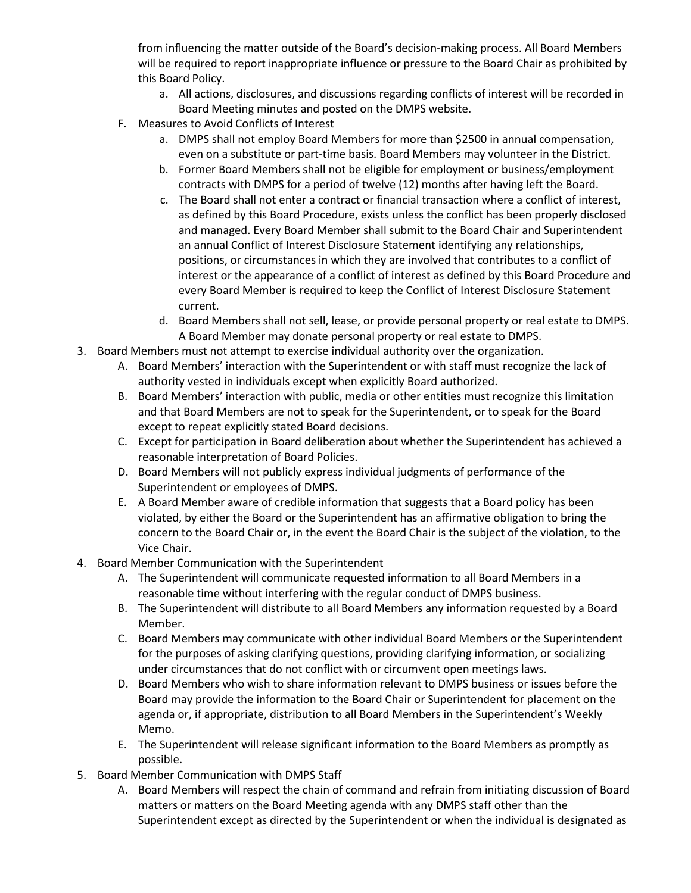from influencing the matter outside of the Board's decision-making process. All Board Members will be required to report inappropriate influence or pressure to the Board Chair as prohibited by this Board Policy.

   a. All actions, disclosures, and discussions regarding conflicts of interest will be recorded in Board Meeting minutes and posted on the DMPS website.

F. Measures to Avoid Conflicts of Interest

   a. DMPS shall not employ Board Members for more than $2500 in annual compensation, even on a substitute or part-time basis. Board Members may volunteer in the District.
   b. Former Board Members shall not be eligible for employment or business/employment contracts with DMPS for a period of twelve (12) months after having left the Board.
   c. The Board shall not enter a contract or financial transaction where a conflict of interest, as defined by this Board Procedure, exists unless the conflict has been properly disclosed and managed. Every Board Member shall submit to the Board Chair and Superintendent an annual Conflict of Interest Disclosure Statement identifying any relationships, positions, or circumstances in which they are involved that contributes to a conflict of interest or the appearance of a conflict of interest as defined by this Board Procedure and every Board Member is required to keep the Conflict of Interest Disclosure Statement current.
   d. Board Members shall not sell, lease, or provide personal property or real estate to DMPS. A Board Member may donate personal property or real estate to DMPS.

3. Board Members must not attempt to exercise individual authority over the organization.
   A. Board Members' interaction with the Superintendent or with staff must recognize the lack of authority vested in individuals except when explicitly Board authorized.
   B. Board Members' interaction with public, media or other entities must recognize this limitation and that Board Members are not to speak for the Superintendent, or to speak for the Board except to repeat explicitly stated Board decisions.
   C. Except for participation in Board deliberation about whether the Superintendent has achieved a reasonable interpretation of Board Policies.
   D. Board Members will not publicly express individual judgments of performance of the Superintendent or employees of DMPS.
   E. A Board Member aware of credible information that suggests that a Board policy has been violated, by either the Board or the Superintendent has an affirmative obligation to bring the concern to the Board Chair or, in the event the Board Chair is the subject of the violation, to the Vice Chair.
4. Board Member Communication with the Superintendent
   A. The Superintendent will communicate requested information to all Board Members in a reasonable time without interfering with the regular conduct of DMPS business.
   B. The Superintendent will distribute to all Board Members any information requested by a Board Member.
   C. Board Members may communicate with other individual Board Members or the Superintendent for the purposes of asking clarifying questions, providing clarifying information, or socializing under circumstances that do not conflict with or circumvent open meetings laws.
   D. Board Members who wish to share information relevant to DMPS business or issues before the Board may provide the information to the Board Chair or Superintendent for placement on the agenda or, if appropriate, distribution to all Board Members in the Superintendent's Weekly Memo.
   E. The Superintendent will release significant information to the Board Members as promptly as possible.
5. Board Member Communication with DMPS Staff
   A. Board Members will respect the chain of command and refrain from initiating discussion of Board matters or matters on the Board Meeting agenda with any DMPS staff other than the Superintendent except as directed by the Superintendent or when the individual is designated as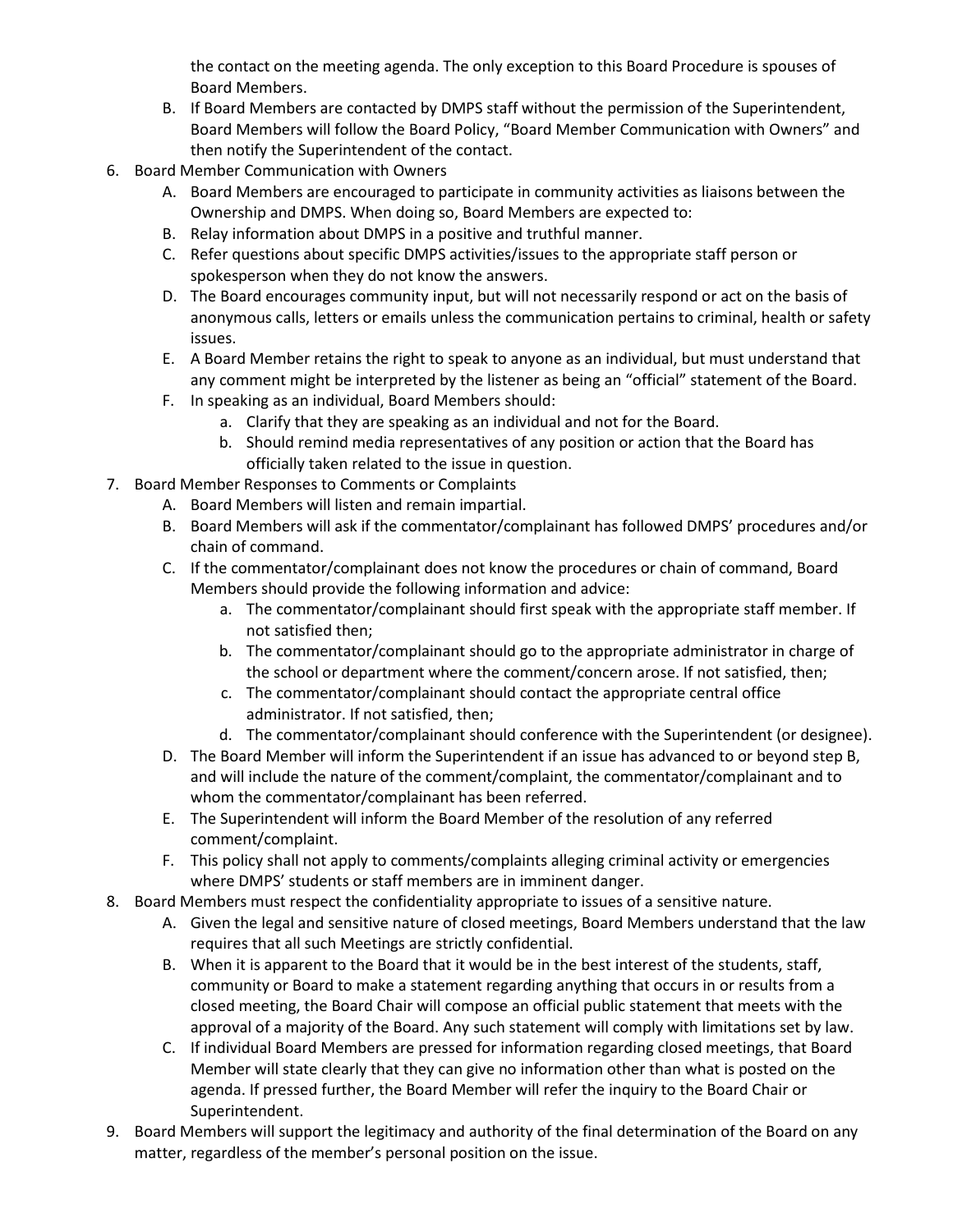the contact on the meeting agenda. The only exception to this Board Procedure is spouses of Board Members.

   B. If Board Members are contacted by DMPS staff without the permission of the Superintendent, Board Members will follow the Board Policy, "Board Member Communication with Owners" and then notify the Superintendent of the contact.

6. Board Member Communication with Owners
   A. Board Members are encouraged to participate in community activities as liaisons between the Ownership and DMPS. When doing so, Board Members are expected to:
   B. Relay information about DMPS in a positive and truthful manner.
   C. Refer questions about specific DMPS activities/issues to the appropriate staff person or spokesperson when they do not know the answers.
   D. The Board encourages community input, but will not necessarily respond or act on the basis of anonymous calls, letters or emails unless the communication pertains to criminal, health or safety issues.
   E. A Board Member retains the right to speak to anyone as an individual, but must understand that any comment might be interpreted by the listener as being an "official" statement of the Board.
   F. In speaking as an individual, Board Members should:
      a. Clarify that they are speaking as an individual and not for the Board.
      b. Should remind media representatives of any position or action that the Board has officially taken related to the issue in question.
7. Board Member Responses to Comments or Complaints
   A. Board Members will listen and remain impartial.
   B. Board Members will ask if the commentator/complainant has followed DMPS' procedures and/or chain of command.
   C. If the commentator/complainant does not know the procedures or chain of command, Board Members should provide the following information and advice:
      a. The commentator/complainant should first speak with the appropriate staff member. If not satisfied then;
      b. The commentator/complainant should go to the appropriate administrator in charge of the school or department where the comment/concern arose. If not satisfied, then;
      c. The commentator/complainant should contact the appropriate central office administrator. If not satisfied, then;
      d. The commentator/complainant should conference with the Superintendent (or designee).
   D. The Board Member will inform the Superintendent if an issue has advanced to or beyond step B, and will include the nature of the comment/complaint, the commentator/complainant and to whom the commentator/complainant has been referred.
   E. The Superintendent will inform the Board Member of the resolution of any referred comment/complaint.
   F. This policy shall not apply to comments/complaints alleging criminal activity or emergencies where DMPS' students or staff members are in imminent danger.
8. Board Members must respect the confidentiality appropriate to issues of a sensitive nature.
   A. Given the legal and sensitive nature of closed meetings, Board Members understand that the law requires that all such Meetings are strictly confidential.
   B. When it is apparent to the Board that it would be in the best interest of the students, staff, community or Board to make a statement regarding anything that occurs in or results from a closed meeting, the Board Chair will compose an official public statement that meets with the approval of a majority of the Board. Any such statement will comply with limitations set by law.
   C. If individual Board Members are pressed for information regarding closed meetings, that Board Member will state clearly that they can give no information other than what is posted on the agenda. If pressed further, the Board Member will refer the inquiry to the Board Chair or Superintendent.
9. Board Members will support the legitimacy and authority of the final determination of the Board on any matter, regardless of the member's personal position on the issue.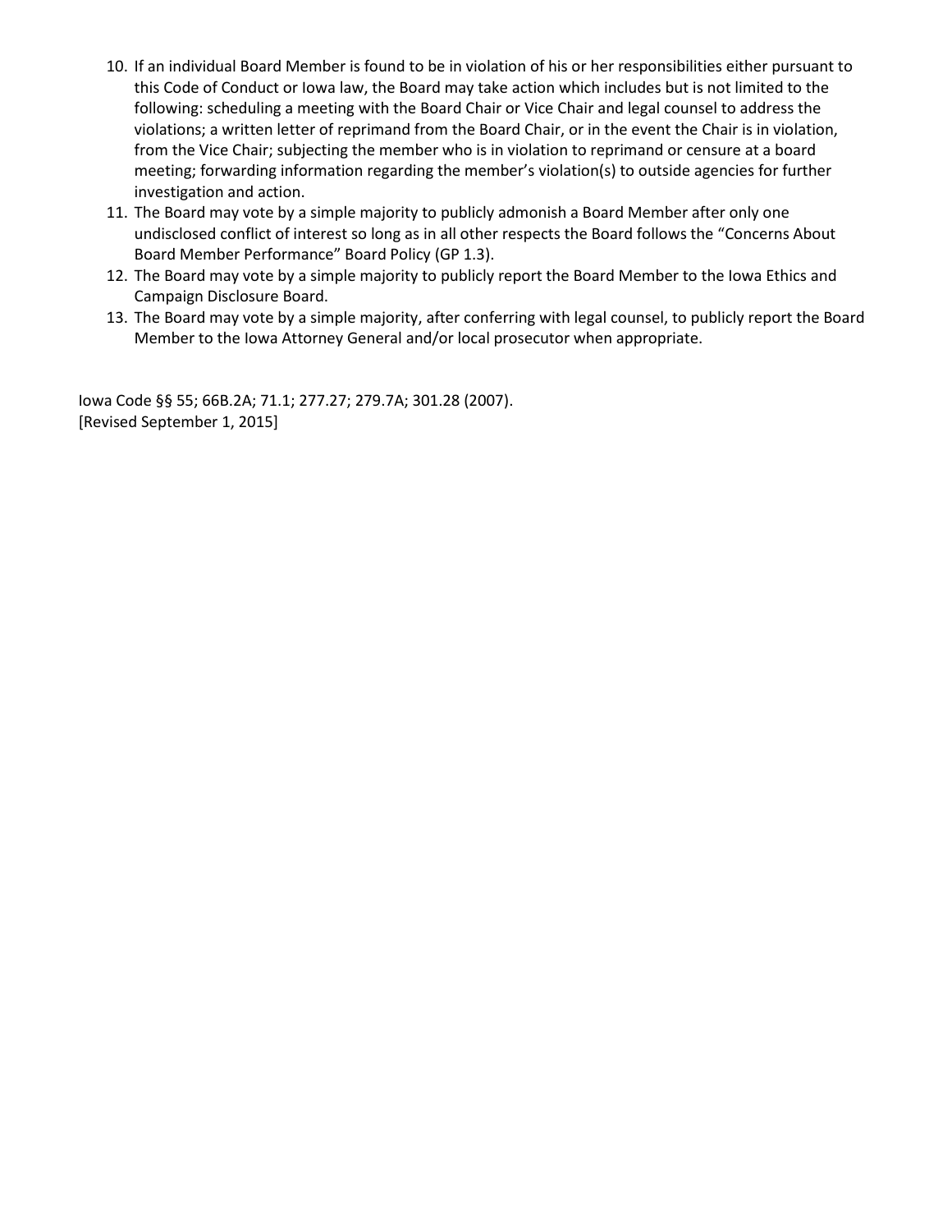10. If an individual Board Member is found to be in violation of his or her responsibilities either pursuant to this Code of Conduct or Iowa law, the Board may take action which includes but is not limited to the following: scheduling a meeting with the Board Chair or Vice Chair and legal counsel to address the violations; a written letter of reprimand from the Board Chair, or in the event the Chair is in violation, from the Vice Chair; subjecting the member who is in violation to reprimand or censure at a board meeting; forwarding information regarding the member's violation(s) to outside agencies for further investigation and action.
11. The Board may vote by a simple majority to publicly admonish a Board Member after only one undisclosed conflict of interest so long as in all other respects the Board follows the "Concerns About Board Member Performance" Board Policy (GP 1.3).
12. The Board may vote by a simple majority to publicly report the Board Member to the Iowa Ethics and Campaign Disclosure Board.
13. The Board may vote by a simple majority, after conferring with legal counsel, to publicly report the Board Member to the Iowa Attorney General and/or local prosecutor when appropriate.

Iowa Code §§ 55; 66B.2A; 71.1; 277.27; 279.7A; 301.28 (2007).
[Revised September 1, 2015]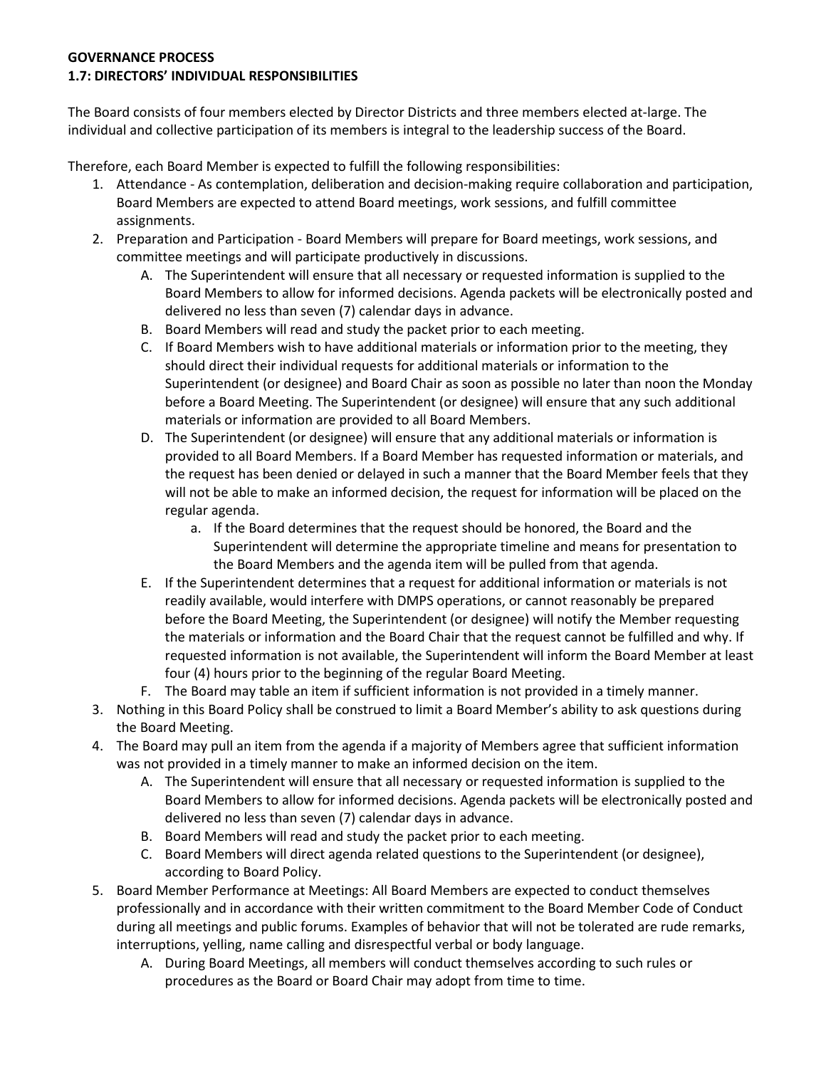**GOVERNANCE PROCESS**
**1.7: DIRECTORS' INDIVIDUAL RESPONSIBILITIES**

The Board consists of four members elected by Director Districts and three members elected at-large. The individual and collective participation of its members is integral to the leadership success of the Board.

Therefore, each Board Member is expected to fulfill the following responsibilities:

1. Attendance - As contemplation, deliberation and decision-making require collaboration and participation, Board Members are expected to attend Board meetings, work sessions, and fulfill committee assignments.
2. Preparation and Participation - Board Members will prepare for Board meetings, work sessions, and committee meetings and will participate productively in discussions.
   A. The Superintendent will ensure that all necessary or requested information is supplied to the Board Members to allow for informed decisions. Agenda packets will be electronically posted and delivered no less than seven (7) calendar days in advance.
   B. Board Members will read and study the packet prior to each meeting.
   C. If Board Members wish to have additional materials or information prior to the meeting, they should direct their individual requests for additional materials or information to the Superintendent (or designee) and Board Chair as soon as possible no later than noon the Monday before a Board Meeting. The Superintendent (or designee) will ensure that any such additional materials or information are provided to all Board Members.
   D. The Superintendent (or designee) will ensure that any additional materials or information is provided to all Board Members. If a Board Member has requested information or materials, and the request has been denied or delayed in such a manner that the Board Member feels that they will not be able to make an informed decision, the request for information will be placed on the regular agenda.
      a. If the Board determines that the request should be honored, the Board and the Superintendent will determine the appropriate timeline and means for presentation to the Board Members and the agenda item will be pulled from that agenda.
   E. If the Superintendent determines that a request for additional information or materials is not readily available, would interfere with DMPS operations, or cannot reasonably be prepared before the Board Meeting, the Superintendent (or designee) will notify the Member requesting the materials or information and the Board Chair that the request cannot be fulfilled and why. If requested information is not available, the Superintendent will inform the Board Member at least four (4) hours prior to the beginning of the regular Board Meeting.
   F. The Board may table an item if sufficient information is not provided in a timely manner.
3. Nothing in this Board Policy shall be construed to limit a Board Member's ability to ask questions during the Board Meeting.
4. The Board may pull an item from the agenda if a majority of Members agree that sufficient information was not provided in a timely manner to make an informed decision on the item.
   A. The Superintendent will ensure that all necessary or requested information is supplied to the Board Members to allow for informed decisions. Agenda packets will be electronically posted and delivered no less than seven (7) calendar days in advance.
   B. Board Members will read and study the packet prior to each meeting.
   C. Board Members will direct agenda related questions to the Superintendent (or designee), according to Board Policy.
5. Board Member Performance at Meetings: All Board Members are expected to conduct themselves professionally and in accordance with their written commitment to the Board Member Code of Conduct during all meetings and public forums. Examples of behavior that will not be tolerated are rude remarks, interruptions, yelling, name calling and disrespectful verbal or body language.
   A. During Board Meetings, all members will conduct themselves according to such rules or procedures as the Board or Board Chair may adopt from time to time.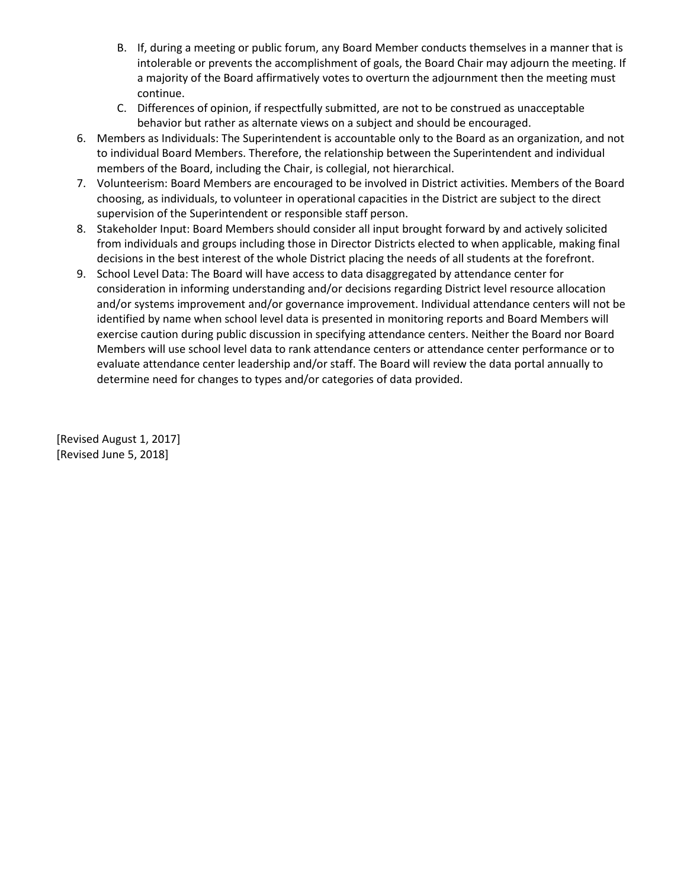B. If, during a meeting or public forum, any Board Member conducts themselves in a manner that is intolerable or prevents the accomplishment of goals, the Board Chair may adjourn the meeting. If a majority of the Board affirmatively votes to overturn the adjournment then the meeting must continue.
   C. Differences of opinion, if respectfully submitted, are not to be construed as unacceptable behavior but rather as alternate views on a subject and should be encouraged.

6. Members as Individuals: The Superintendent is accountable only to the Board as an organization, and not to individual Board Members. Therefore, the relationship between the Superintendent and individual members of the Board, including the Chair, is collegial, not hierarchical.
7. Volunteerism: Board Members are encouraged to be involved in District activities. Members of the Board choosing, as individuals, to volunteer in operational capacities in the District are subject to the direct supervision of the Superintendent or responsible staff person.
8. Stakeholder Input: Board Members should consider all input brought forward by and actively solicited from individuals and groups including those in Director Districts elected to when applicable, making final decisions in the best interest of the whole District placing the needs of all students at the forefront.
9. School Level Data: The Board will have access to data disaggregated by attendance center for consideration in informing understanding and/or decisions regarding District level resource allocation and/or systems improvement and/or governance improvement. Individual attendance centers will not be identified by name when school level data is presented in monitoring reports and Board Members will exercise caution during public discussion in specifying attendance centers. Neither the Board nor Board Members will use school level data to rank attendance centers or attendance center performance or to evaluate attendance center leadership and/or staff. The Board will review the data portal annually to determine need for changes to types and/or categories of data provided.

[Revised August 1, 2017]
[Revised June 5, 2018]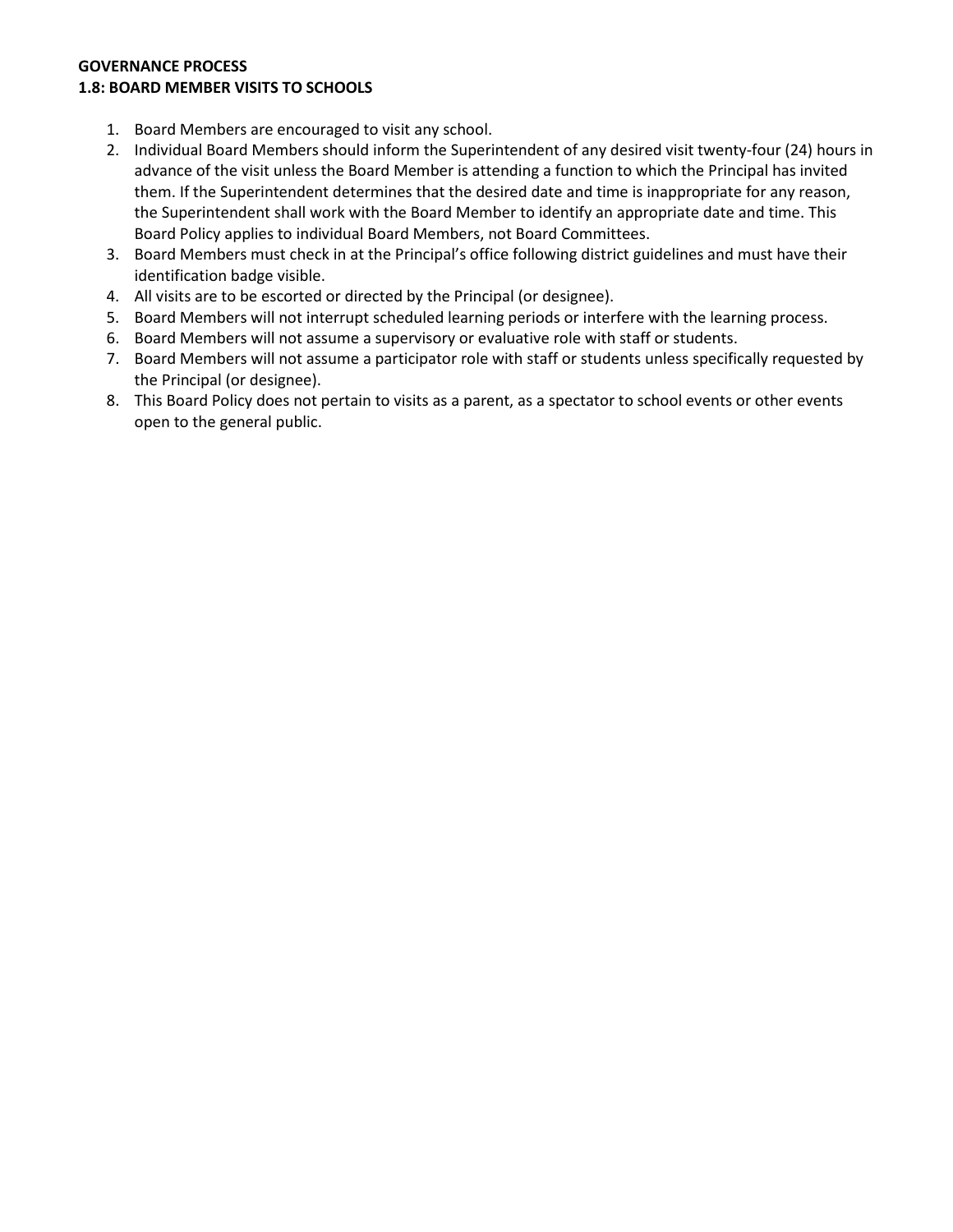**GOVERNANCE PROCESS**
**1.8: BOARD MEMBER VISITS TO SCHOOLS**

1. Board Members are encouraged to visit any school.
2. Individual Board Members should inform the Superintendent of any desired visit twenty-four (24) hours in advance of the visit unless the Board Member is attending a function to which the Principal has invited them. If the Superintendent determines that the desired date and time is inappropriate for any reason, the Superintendent shall work with the Board Member to identify an appropriate date and time. This Board Policy applies to individual Board Members, not Board Committees.
3. Board Members must check in at the Principal's office following district guidelines and must have their identification badge visible.
4. All visits are to be escorted or directed by the Principal (or designee).
5. Board Members will not interrupt scheduled learning periods or interfere with the learning process.
6. Board Members will not assume a supervisory or evaluative role with staff or students.
7. Board Members will not assume a participator role with staff or students unless specifically requested by the Principal (or designee).
8. This Board Policy does not pertain to visits as a parent, as a spectator to school events or other events open to the general public.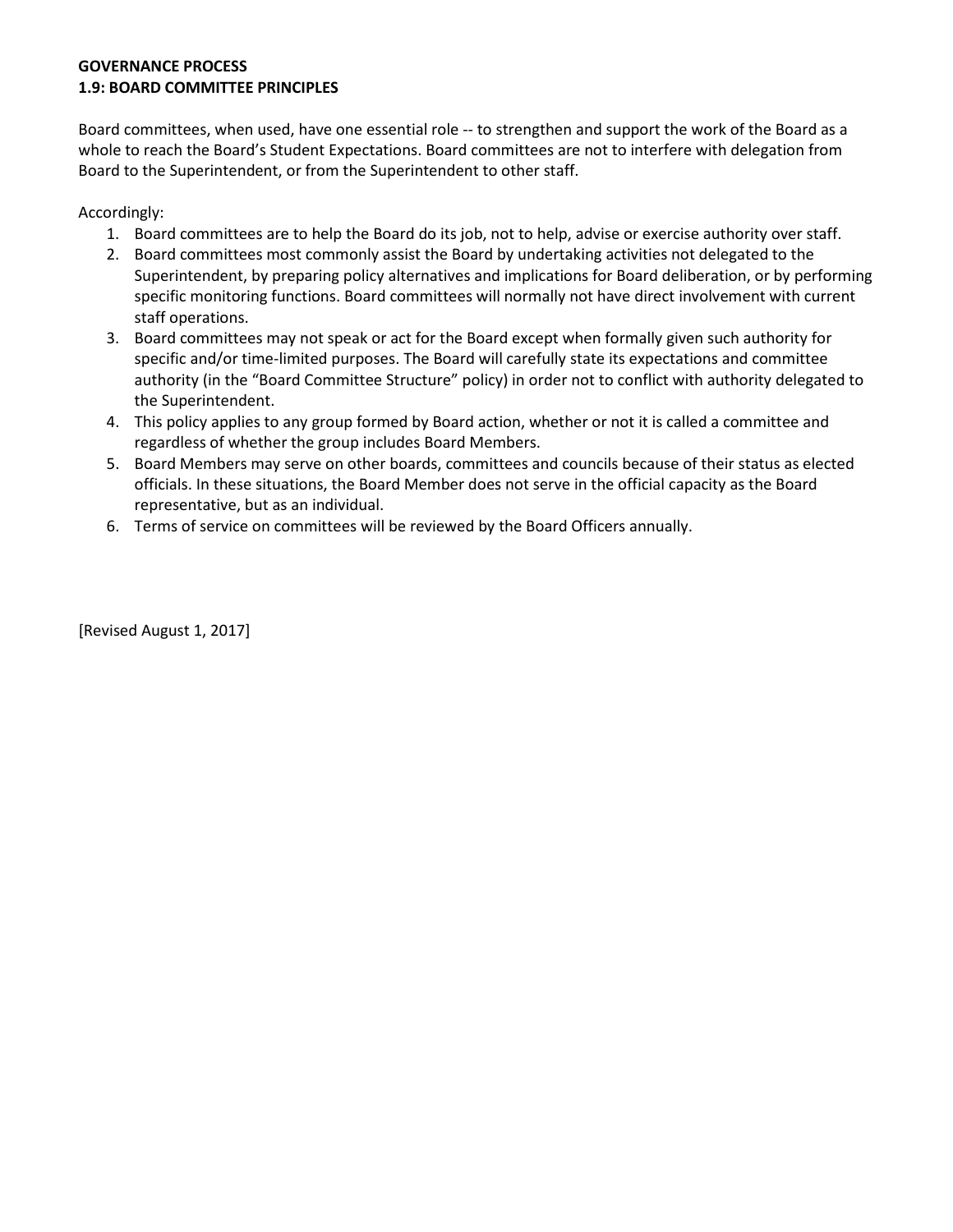**GOVERNANCE PROCESS**
**1.9: BOARD COMMITTEE PRINCIPLES**

Board committees, when used, have one essential role -- to strengthen and support the work of the Board as a whole to reach the Board's Student Expectations. Board committees are not to interfere with delegation from Board to the Superintendent, or from the Superintendent to other staff.

Accordingly:

1. Board committees are to help the Board do its job, not to help, advise or exercise authority over staff.
2. Board committees most commonly assist the Board by undertaking activities not delegated to the Superintendent, by preparing policy alternatives and implications for Board deliberation, or by performing specific monitoring functions. Board committees will normally not have direct involvement with current staff operations.
3. Board committees may not speak or act for the Board except when formally given such authority for specific and/or time-limited purposes. The Board will carefully state its expectations and committee authority (in the "Board Committee Structure" policy) in order not to conflict with authority delegated to the Superintendent.
4. This policy applies to any group formed by Board action, whether or not it is called a committee and regardless of whether the group includes Board Members.
5. Board Members may serve on other boards, committees and councils because of their status as elected officials. In these situations, the Board Member does not serve in the official capacity as the Board representative, but as an individual.
6. Terms of service on committees will be reviewed by the Board Officers annually.

[Revised August 1, 2017]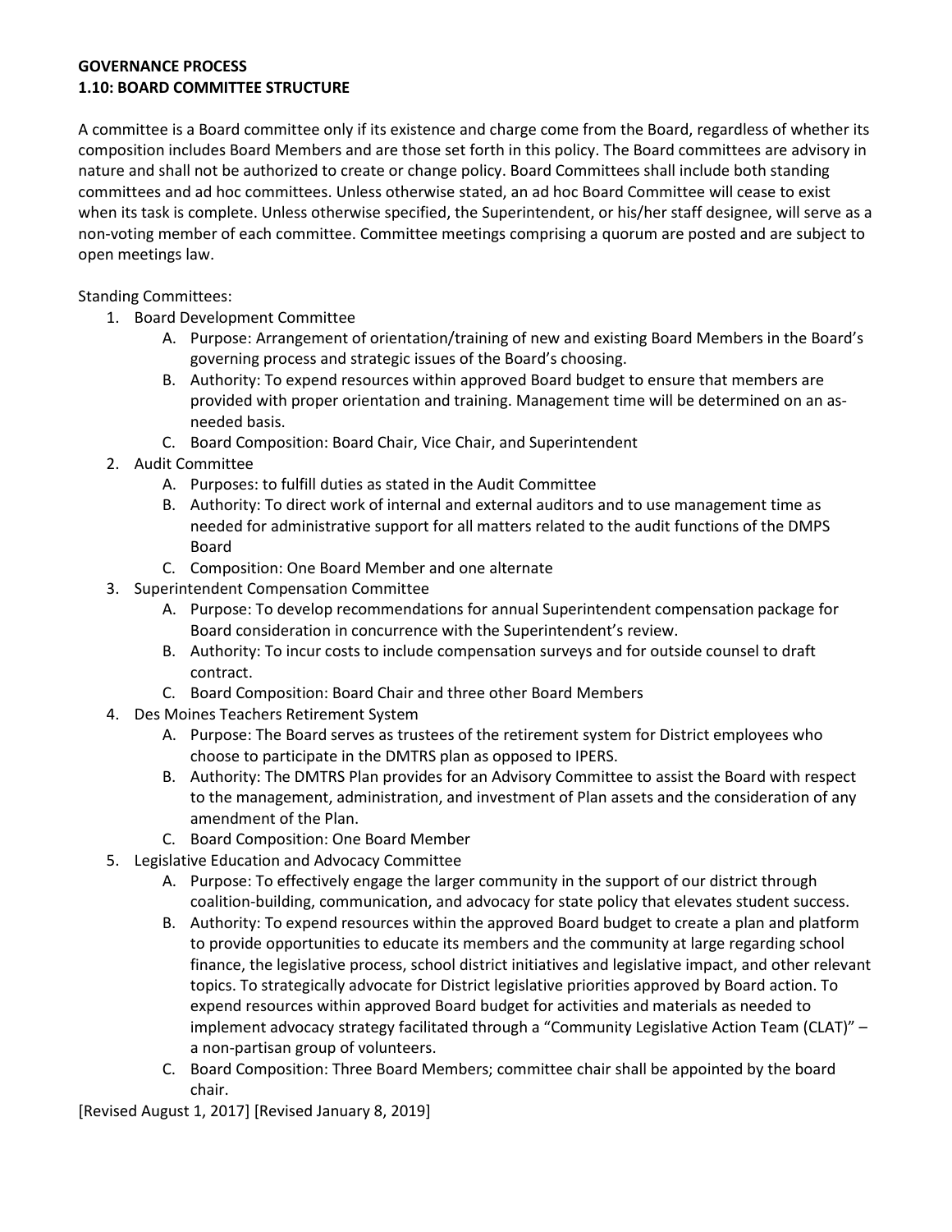**GOVERNANCE PROCESS**
**1.10: BOARD COMMITTEE STRUCTURE**

A committee is a Board committee only if its existence and charge come from the Board, regardless of whether its composition includes Board Members and are those set forth in this policy. The Board committees are advisory in nature and shall not be authorized to create or change policy. Board Committees shall include both standing committees and ad hoc committees. Unless otherwise stated, an ad hoc Board Committee will cease to exist when its task is complete. Unless otherwise specified, the Superintendent, or his/her staff designee, will serve as a non-voting member of each committee. Committee meetings comprising a quorum are posted and are subject to open meetings law.

Standing Committees:

1. Board Development Committee
   A. Purpose: Arrangement of orientation/training of new and existing Board Members in the Board's governing process and strategic issues of the Board's choosing.
   B. Authority: To expend resources within approved Board budget to ensure that members are provided with proper orientation and training. Management time will be determined on an as-needed basis.
   C. Board Composition: Board Chair, Vice Chair, and Superintendent
2. Audit Committee
   A. Purposes: to fulfill duties as stated in the Audit Committee
   B. Authority: To direct work of internal and external auditors and to use management time as needed for administrative support for all matters related to the audit functions of the DMPS Board
   C. Composition: One Board Member and one alternate
3. Superintendent Compensation Committee
   A. Purpose: To develop recommendations for annual Superintendent compensation package for Board consideration in concurrence with the Superintendent's review.
   B. Authority: To incur costs to include compensation surveys and for outside counsel to draft contract.
   C. Board Composition: Board Chair and three other Board Members
4. Des Moines Teachers Retirement System
   A. Purpose: The Board serves as trustees of the retirement system for District employees who choose to participate in the DMTRS plan as opposed to IPERS.
   B. Authority: The DMTRS Plan provides for an Advisory Committee to assist the Board with respect to the management, administration, and investment of Plan assets and the consideration of any amendment of the Plan.
   C. Board Composition: One Board Member
5. Legislative Education and Advocacy Committee
   A. Purpose: To effectively engage the larger community in the support of our district through coalition-building, communication, and advocacy for state policy that elevates student success.
   B. Authority: To expend resources within the approved Board budget to create a plan and platform to provide opportunities to educate its members and the community at large regarding school finance, the legislative process, school district initiatives and legislative impact, and other relevant topics. To strategically advocate for District legislative priorities approved by Board action. To expend resources within approved Board budget for activities and materials as needed to implement advocacy strategy facilitated through a "Community Legislative Action Team (CLAT)" – a non-partisan group of volunteers.
   C. Board Composition: Three Board Members; committee chair shall be appointed by the board chair.

[Revised August 1, 2017] [Revised January 8, 2019]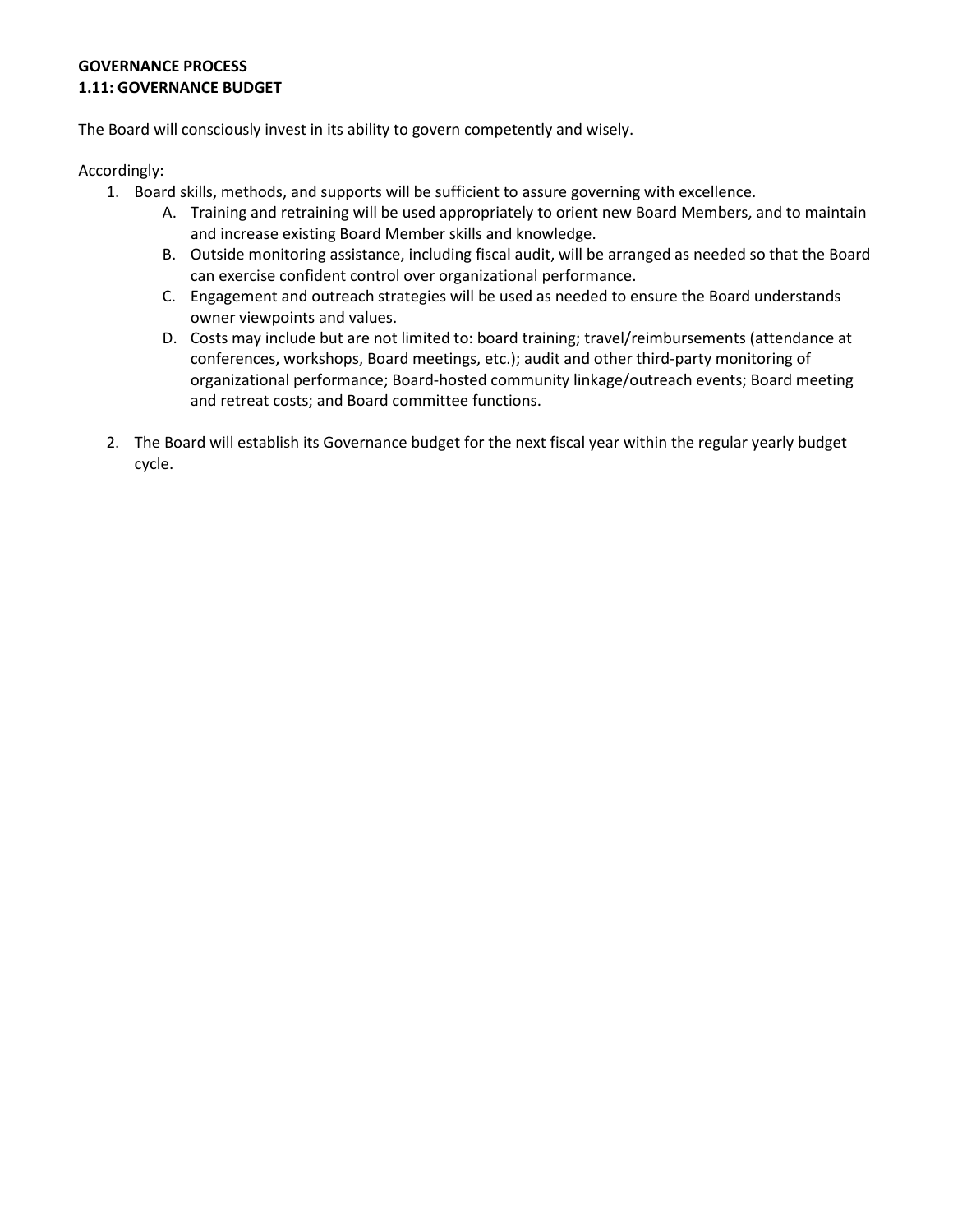**GOVERNANCE PROCESS**
**1.11: GOVERNANCE BUDGET**

The Board will consciously invest in its ability to govern competently and wisely.

Accordingly:

1. Board skills, methods, and supports will be sufficient to assure governing with excellence.
   A. Training and retraining will be used appropriately to orient new Board Members, and to maintain and increase existing Board Member skills and knowledge.
   B. Outside monitoring assistance, including fiscal audit, will be arranged as needed so that the Board can exercise confident control over organizational performance.
   C. Engagement and outreach strategies will be used as needed to ensure the Board understands owner viewpoints and values.
   D. Costs may include but are not limited to: board training; travel/reimbursements (attendance at conferences, workshops, Board meetings, etc.); audit and other third-party monitoring of organizational performance; Board-hosted community linkage/outreach events; Board meeting and retreat costs; and Board committee functions.

2. The Board will establish its Governance budget for the next fiscal year within the regular yearly budget cycle.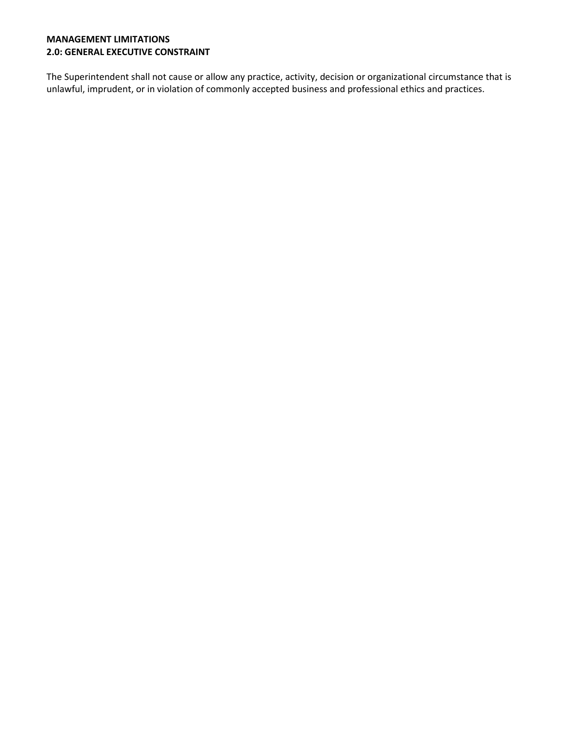**MANAGEMENT LIMITATIONS**
**2.0: GENERAL EXECUTIVE CONSTRAINT**

The Superintendent shall not cause or allow any practice, activity, decision or organizational circumstance that is unlawful, imprudent, or in violation of commonly accepted business and professional ethics and practices.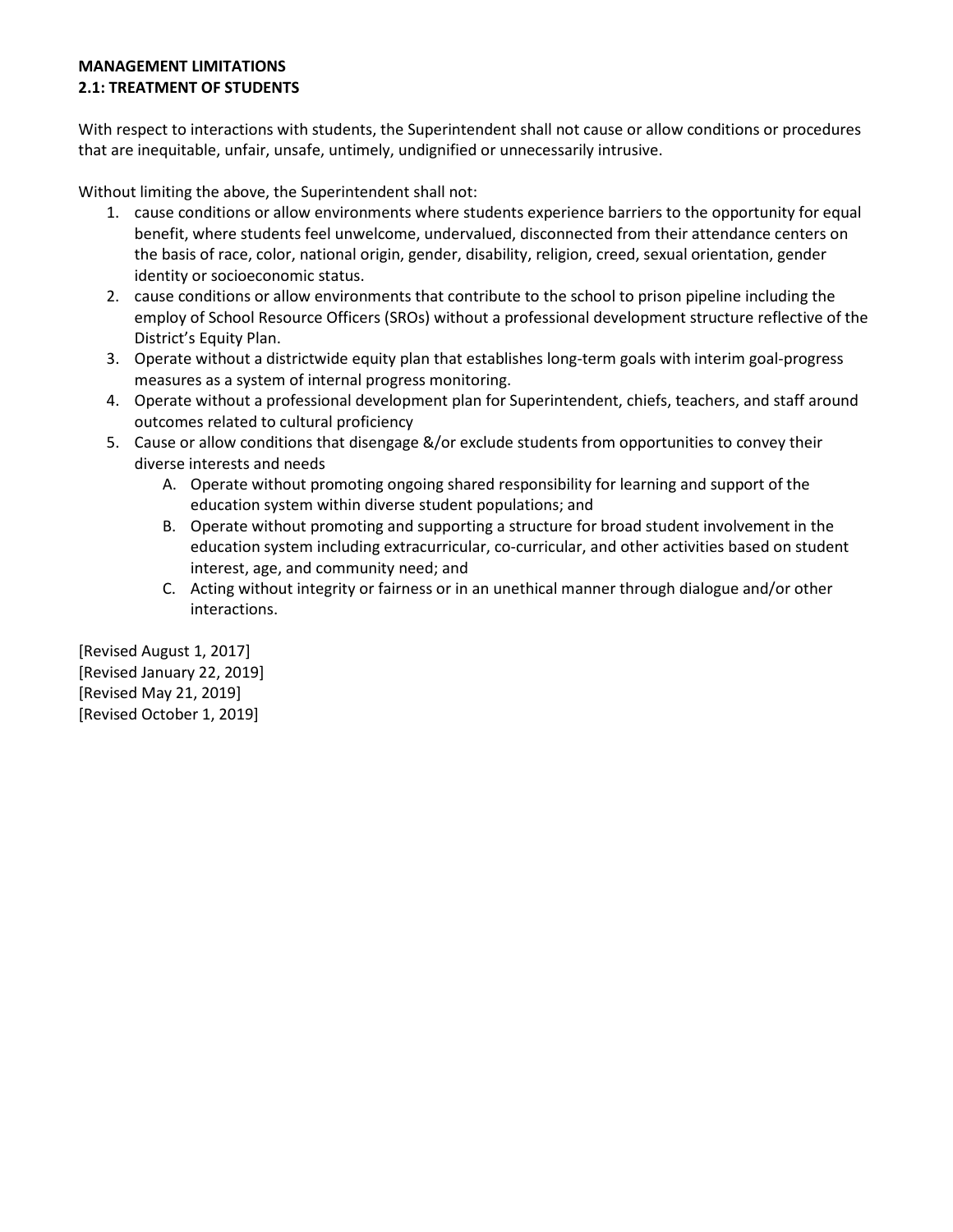**MANAGEMENT LIMITATIONS**
**2.1: TREATMENT OF STUDENTS**

With respect to interactions with students, the Superintendent shall not cause or allow conditions or procedures that are inequitable, unfair, unsafe, untimely, undignified or unnecessarily intrusive.

Without limiting the above, the Superintendent shall not:

1. cause conditions or allow environments where students experience barriers to the opportunity for equal benefit, where students feel unwelcome, undervalued, disconnected from their attendance centers on the basis of race, color, national origin, gender, disability, religion, creed, sexual orientation, gender identity or socioeconomic status.
2. cause conditions or allow environments that contribute to the school to prison pipeline including the employ of School Resource Officers (SROs) without a professional development structure reflective of the District's Equity Plan.
3. Operate without a districtwide equity plan that establishes long-term goals with interim goal-progress measures as a system of internal progress monitoring.
4. Operate without a professional development plan for Superintendent, chiefs, teachers, and staff around outcomes related to cultural proficiency
5. Cause or allow conditions that disengage &/or exclude students from opportunities to convey their diverse interests and needs
   A. Operate without promoting ongoing shared responsibility for learning and support of the education system within diverse student populations; and
   B. Operate without promoting and supporting a structure for broad student involvement in the education system including extracurricular, co-curricular, and other activities based on student interest, age, and community need; and
   C. Acting without integrity or fairness or in an unethical manner through dialogue and/or other interactions.

[Revised August 1, 2017]
[Revised January 22, 2019]
[Revised May 21, 2019]
[Revised October 1, 2019]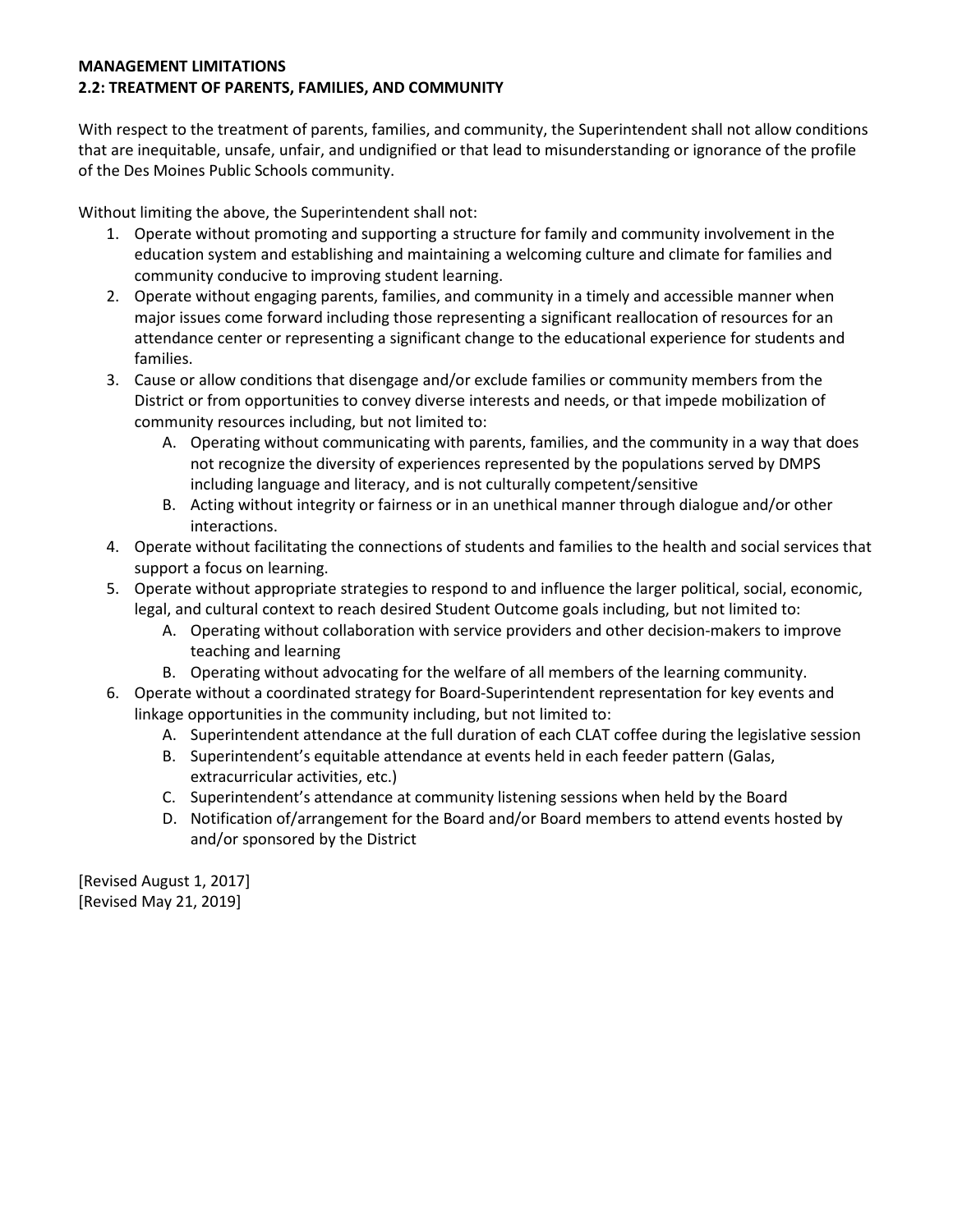**MANAGEMENT LIMITATIONS**
**2.2: TREATMENT OF PARENTS, FAMILIES, AND COMMUNITY**

With respect to the treatment of parents, families, and community, the Superintendent shall not allow conditions that are inequitable, unsafe, unfair, and undignified or that lead to misunderstanding or ignorance of the profile of the Des Moines Public Schools community.

Without limiting the above, the Superintendent shall not:

1. Operate without promoting and supporting a structure for family and community involvement in the education system and establishing and maintaining a welcoming culture and climate for families and community conducive to improving student learning.
2. Operate without engaging parents, families, and community in a timely and accessible manner when major issues come forward including those representing a significant reallocation of resources for an attendance center or representing a significant change to the educational experience for students and families.
3. Cause or allow conditions that disengage and/or exclude families or community members from the District or from opportunities to convey diverse interests and needs, or that impede mobilization of community resources including, but not limited to:
   A. Operating without communicating with parents, families, and the community in a way that does not recognize the diversity of experiences represented by the populations served by DMPS including language and literacy, and is not culturally competent/sensitive
   B. Acting without integrity or fairness or in an unethical manner through dialogue and/or other interactions.
4. Operate without facilitating the connections of students and families to the health and social services that support a focus on learning.
5. Operate without appropriate strategies to respond to and influence the larger political, social, economic, legal, and cultural context to reach desired Student Outcome goals including, but not limited to:
   A. Operating without collaboration with service providers and other decision-makers to improve teaching and learning
   B. Operating without advocating for the welfare of all members of the learning community.
6. Operate without a coordinated strategy for Board-Superintendent representation for key events and linkage opportunities in the community including, but not limited to:
   A. Superintendent attendance at the full duration of each CLAT coffee during the legislative session
   B. Superintendent's equitable attendance at events held in each feeder pattern (Galas, extracurricular activities, etc.)
   C. Superintendent's attendance at community listening sessions when held by the Board
   D. Notification of/arrangement for the Board and/or Board members to attend events hosted by and/or sponsored by the District

[Revised August 1, 2017]
[Revised May 21, 2019]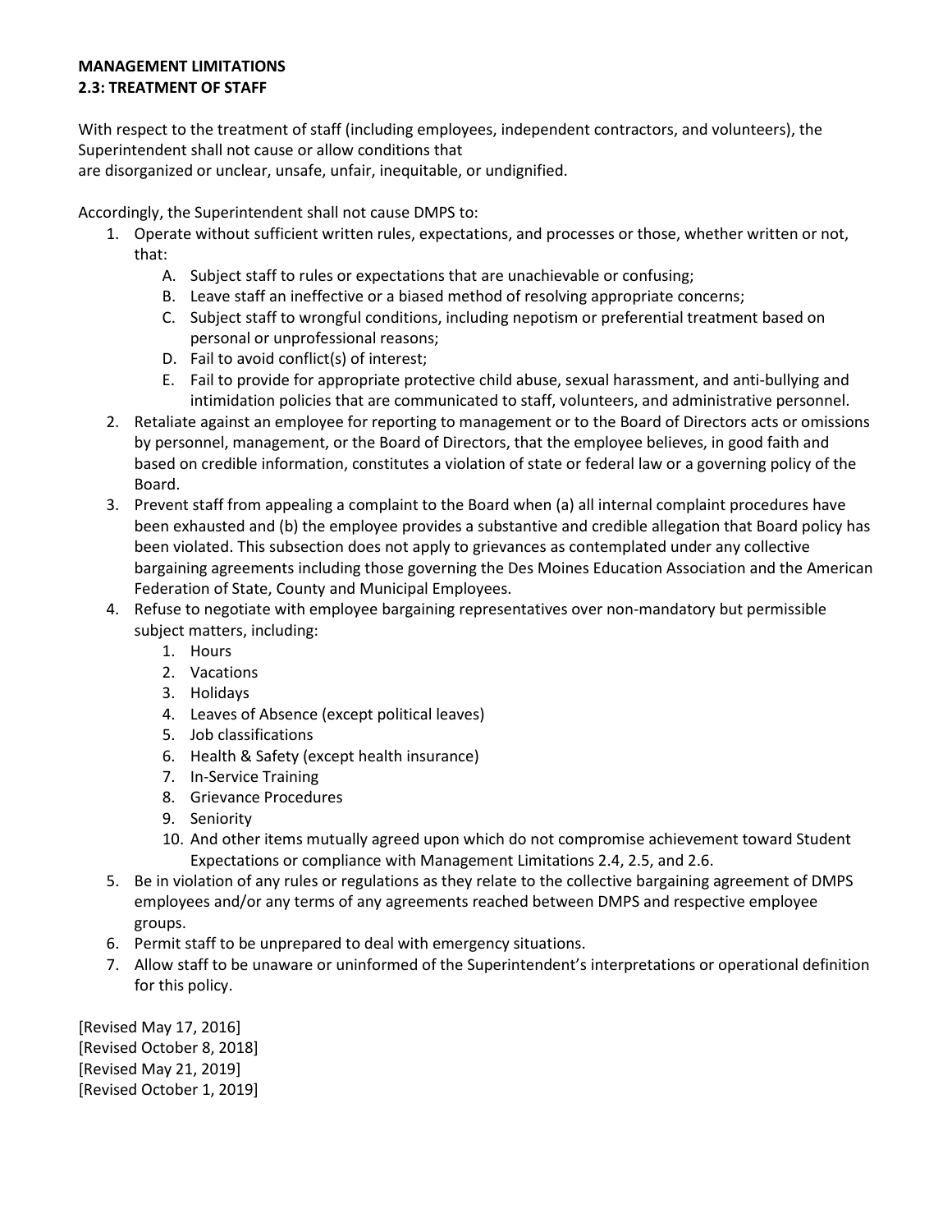**MANAGEMENT LIMITATIONS**
**2.3: TREATMENT OF STAFF**

With respect to the treatment of staff (including employees, independent contractors, and volunteers), the Superintendent shall not cause or allow conditions that
are disorganized or unclear, unsafe, unfair, inequitable, or undignified.

Accordingly, the Superintendent shall not cause DMPS to:

1. Operate without sufficient written rules, expectations, and processes or those, whether written or not, that:
   A. Subject staff to rules or expectations that are unachievable or confusing;
   B. Leave staff an ineffective or a biased method of resolving appropriate concerns;
   C. Subject staff to wrongful conditions, including nepotism or preferential treatment based on personal or unprofessional reasons;
   D. Fail to avoid conflict(s) of interest;
   E. Fail to provide for appropriate protective child abuse, sexual harassment, and anti-bullying and intimidation policies that are communicated to staff, volunteers, and administrative personnel.
2. Retaliate against an employee for reporting to management or to the Board of Directors acts or omissions by personnel, management, or the Board of Directors, that the employee believes, in good faith and based on credible information, constitutes a violation of state or federal law or a governing policy of the Board.
3. Prevent staff from appealing a complaint to the Board when (a) all internal complaint procedures have been exhausted and (b) the employee provides a substantive and credible allegation that Board policy has been violated. This subsection does not apply to grievances as contemplated under any collective bargaining agreements including those governing the Des Moines Education Association and the American Federation of State, County and Municipal Employees.
4. Refuse to negotiate with employee bargaining representatives over non-mandatory but permissible subject matters, including:
   1. Hours
   2. Vacations
   3. Holidays
   4. Leaves of Absence (except political leaves)
   5. Job classifications
   6. Health & Safety (except health insurance)
   7. In-Service Training
   8. Grievance Procedures
   9. Seniority
   10. And other items mutually agreed upon which do not compromise achievement toward Student Expectations or compliance with Management Limitations 2.4, 2.5, and 2.6.
5. Be in violation of any rules or regulations as they relate to the collective bargaining agreement of DMPS employees and/or any terms of any agreements reached between DMPS and respective employee groups.
6. Permit staff to be unprepared to deal with emergency situations.
7. Allow staff to be unaware or uninformed of the Superintendent's interpretations or operational definition for this policy.

[Revised May 17, 2016]
[Revised October 8, 2018]
[Revised May 21, 2019]
[Revised October 1, 2019]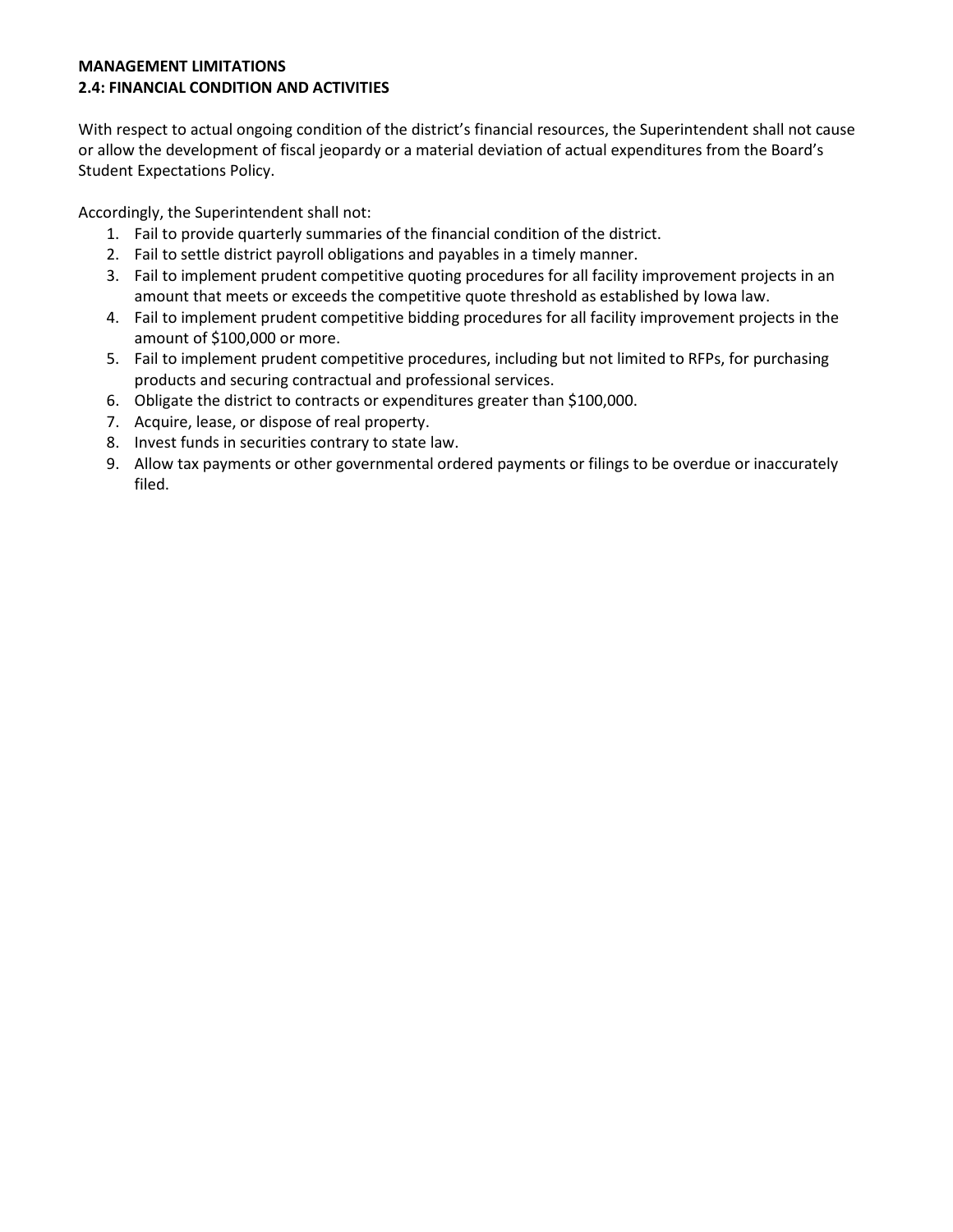**MANAGEMENT LIMITATIONS**
**2.4: FINANCIAL CONDITION AND ACTIVITIES**

With respect to actual ongoing condition of the district's financial resources, the Superintendent shall not cause or allow the development of fiscal jeopardy or a material deviation of actual expenditures from the Board's Student Expectations Policy.

Accordingly, the Superintendent shall not:

1. Fail to provide quarterly summaries of the financial condition of the district.
2. Fail to settle district payroll obligations and payables in a timely manner.
3. Fail to implement prudent competitive quoting procedures for all facility improvement projects in an amount that meets or exceeds the competitive quote threshold as established by Iowa law.
4. Fail to implement prudent competitive bidding procedures for all facility improvement projects in the amount of $100,000 or more.
5. Fail to implement prudent competitive procedures, including but not limited to RFPs, for purchasing products and securing contractual and professional services.
6. Obligate the district to contracts or expenditures greater than $100,000.
7. Acquire, lease, or dispose of real property.
8. Invest funds in securities contrary to state law.
9. Allow tax payments or other governmental ordered payments or filings to be overdue or inaccurately filed.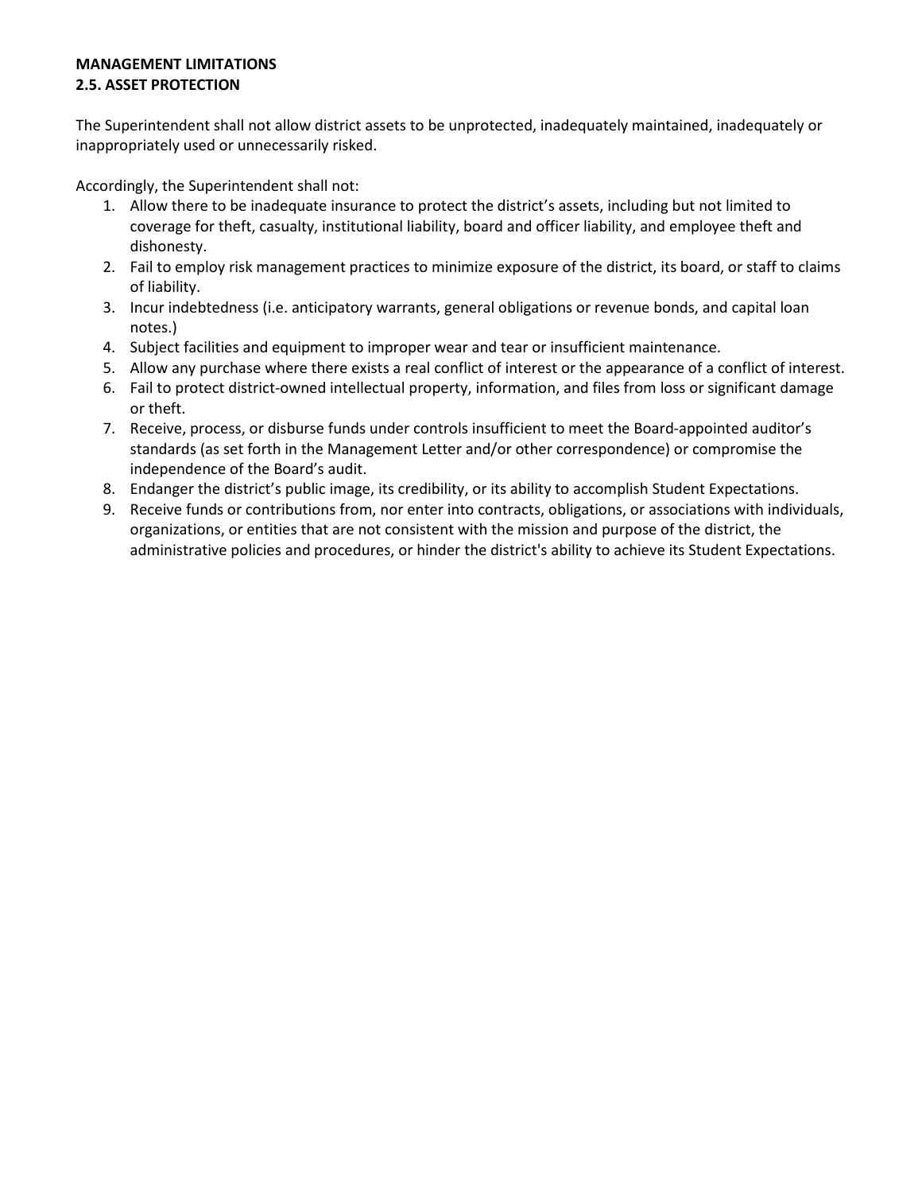**MANAGEMENT LIMITATIONS**
**2.5. ASSET PROTECTION**

The Superintendent shall not allow district assets to be unprotected, inadequately maintained, inadequately or inappropriately used or unnecessarily risked.

Accordingly, the Superintendent shall not:

1. Allow there to be inadequate insurance to protect the district's assets, including but not limited to coverage for theft, casualty, institutional liability, board and officer liability, and employee theft and dishonesty.
2. Fail to employ risk management practices to minimize exposure of the district, its board, or staff to claims of liability.
3. Incur indebtedness (i.e. anticipatory warrants, general obligations or revenue bonds, and capital loan notes.)
4. Subject facilities and equipment to improper wear and tear or insufficient maintenance.
5. Allow any purchase where there exists a real conflict of interest or the appearance of a conflict of interest.
6. Fail to protect district-owned intellectual property, information, and files from loss or significant damage or theft.
7. Receive, process, or disburse funds under controls insufficient to meet the Board-appointed auditor's standards (as set forth in the Management Letter and/or other correspondence) or compromise the independence of the Board's audit.
8. Endanger the district's public image, its credibility, or its ability to accomplish Student Expectations.
9. Receive funds or contributions from, nor enter into contracts, obligations, or associations with individuals, organizations, or entities that are not consistent with the mission and purpose of the district, the administrative policies and procedures, or hinder the district's ability to achieve its Student Expectations.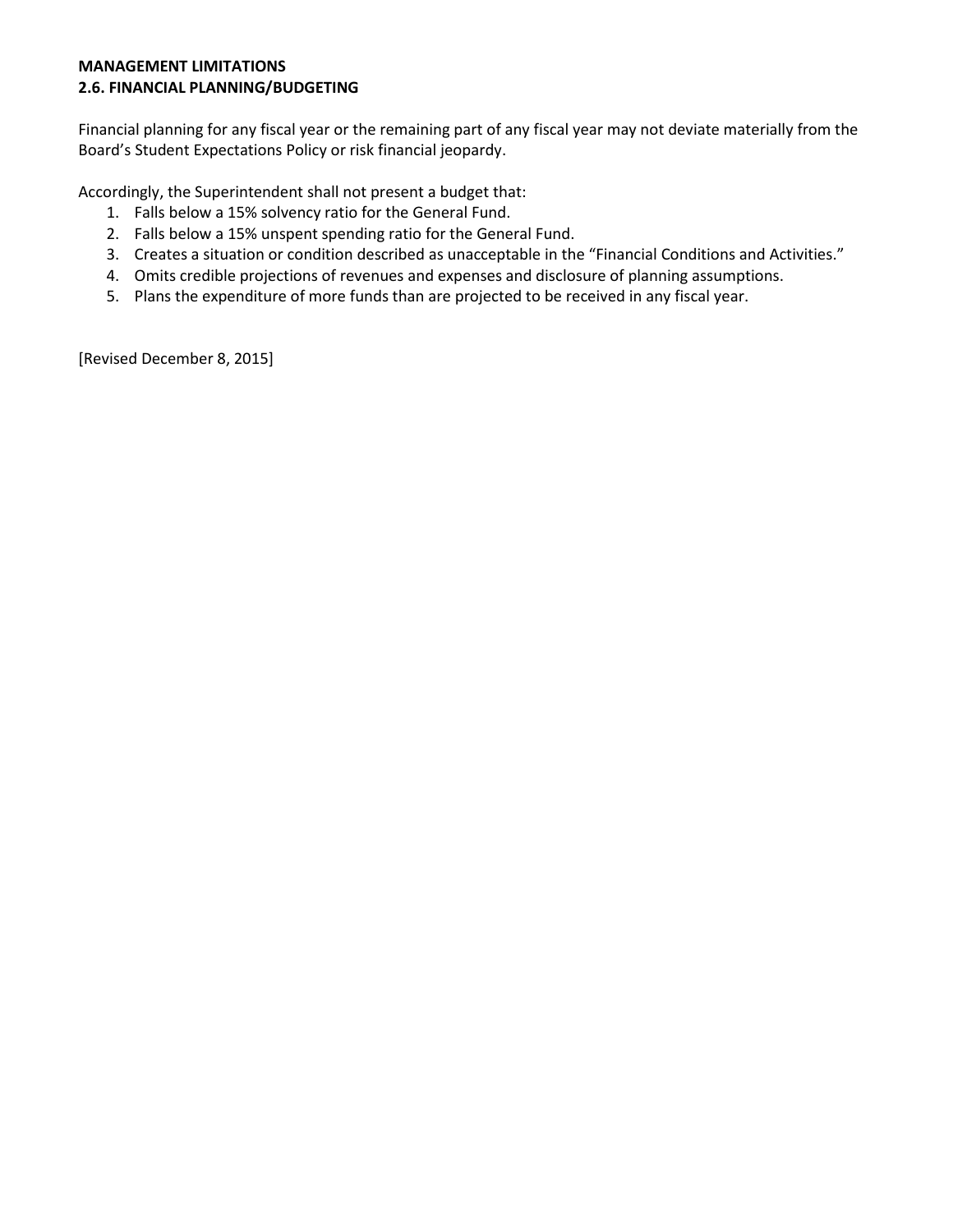**MANAGEMENT LIMITATIONS**
**2.6. FINANCIAL PLANNING/BUDGETING**

Financial planning for any fiscal year or the remaining part of any fiscal year may not deviate materially from the Board's Student Expectations Policy or risk financial jeopardy.

Accordingly, the Superintendent shall not present a budget that:

1. Falls below a 15% solvency ratio for the General Fund.
2. Falls below a 15% unspent spending ratio for the General Fund.
3. Creates a situation or condition described as unacceptable in the "Financial Conditions and Activities."
4. Omits credible projections of revenues and expenses and disclosure of planning assumptions.
5. Plans the expenditure of more funds than are projected to be received in any fiscal year.

[Revised December 8, 2015]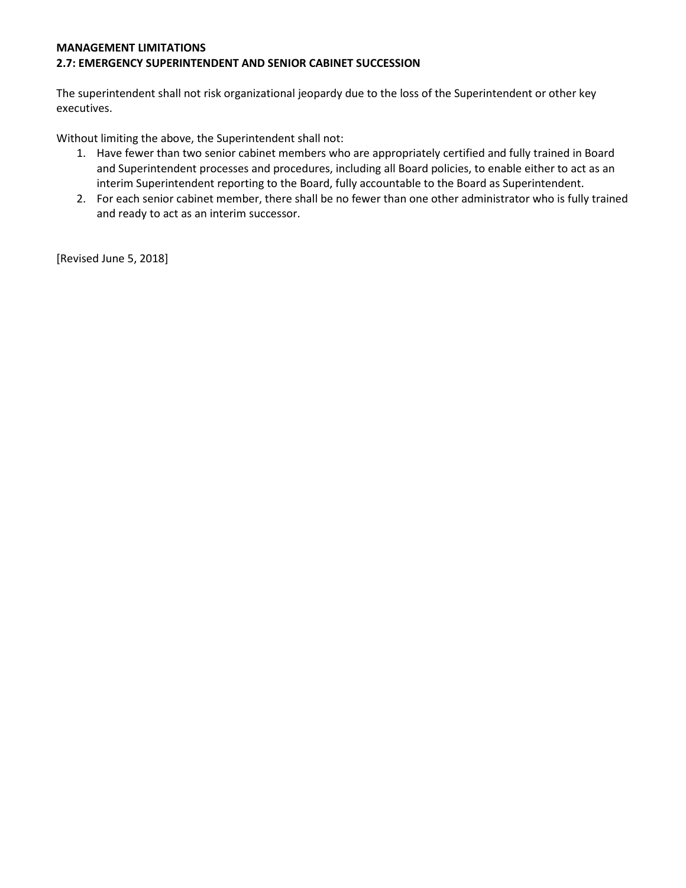**MANAGEMENT LIMITATIONS**
**2.7: EMERGENCY SUPERINTENDENT AND SENIOR CABINET SUCCESSION**

The superintendent shall not risk organizational jeopardy due to the loss of the Superintendent or other key executives.

Without limiting the above, the Superintendent shall not:

1. Have fewer than two senior cabinet members who are appropriately certified and fully trained in Board and Superintendent processes and procedures, including all Board policies, to enable either to act as an interim Superintendent reporting to the Board, fully accountable to the Board as Superintendent.
2. For each senior cabinet member, there shall be no fewer than one other administrator who is fully trained and ready to act as an interim successor.

[Revised June 5, 2018]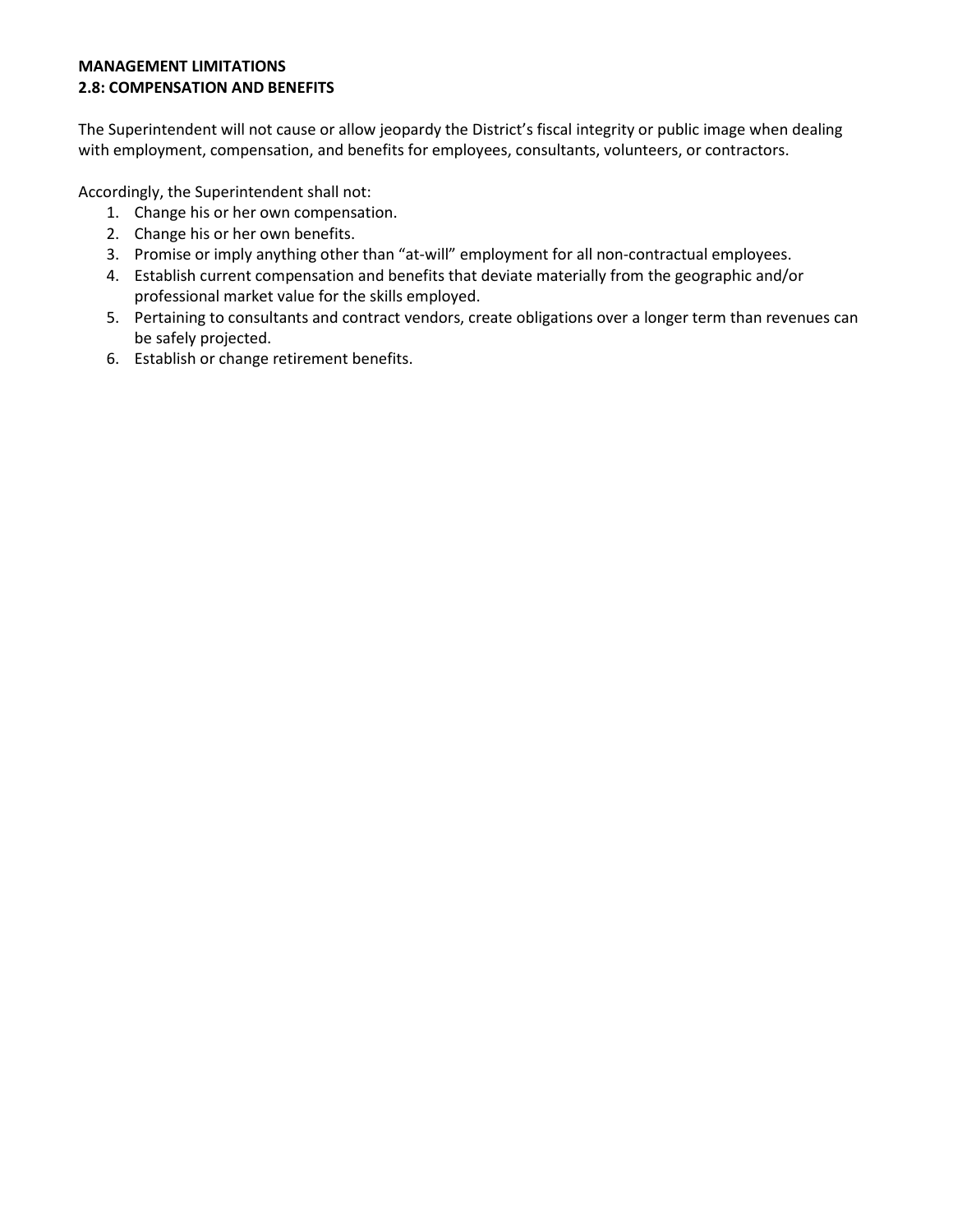**MANAGEMENT LIMITATIONS**
**2.8: COMPENSATION AND BENEFITS**

The Superintendent will not cause or allow jeopardy the District's fiscal integrity or public image when dealing with employment, compensation, and benefits for employees, consultants, volunteers, or contractors.

Accordingly, the Superintendent shall not:

1. Change his or her own compensation.
2. Change his or her own benefits.
3. Promise or imply anything other than "at-will" employment for all non-contractual employees.
4. Establish current compensation and benefits that deviate materially from the geographic and/or professional market value for the skills employed.
5. Pertaining to consultants and contract vendors, create obligations over a longer term than revenues can be safely projected.
6. Establish or change retirement benefits.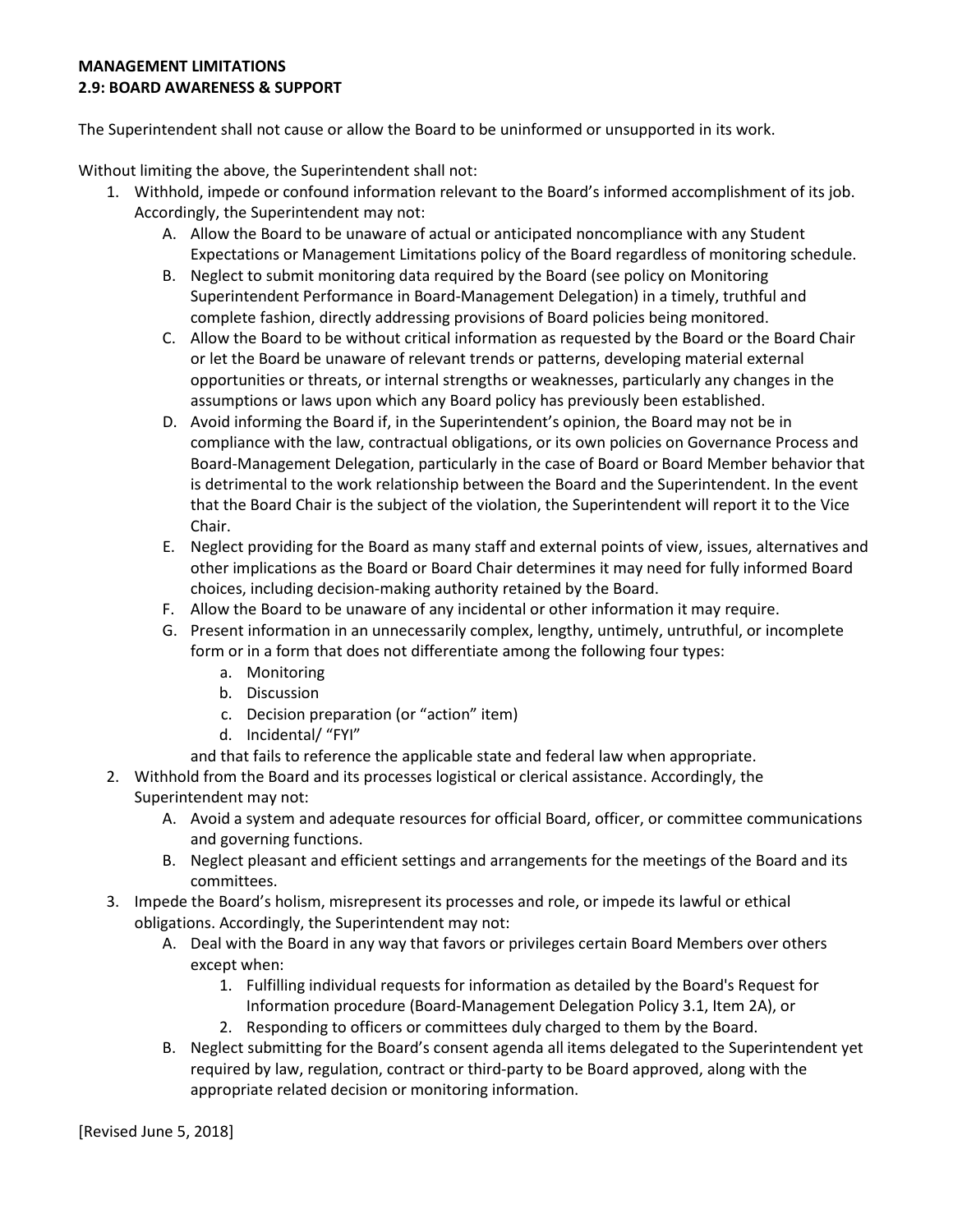**MANAGEMENT LIMITATIONS**
**2.9: BOARD AWARENESS & SUPPORT**

The Superintendent shall not cause or allow the Board to be uninformed or unsupported in its work.

Without limiting the above, the Superintendent shall not:

1. Withhold, impede or confound information relevant to the Board's informed accomplishment of its job. Accordingly, the Superintendent may not:
   - A. Allow the Board to be unaware of actual or anticipated noncompliance with any Student Expectations or Management Limitations policy of the Board regardless of monitoring schedule.
   - B. Neglect to submit monitoring data required by the Board (see policy on Monitoring Superintendent Performance in Board-Management Delegation) in a timely, truthful and complete fashion, directly addressing provisions of Board policies being monitored.
   - C. Allow the Board to be without critical information as requested by the Board or the Board Chair or let the Board be unaware of relevant trends or patterns, developing material external opportunities or threats, or internal strengths or weaknesses, particularly any changes in the assumptions or laws upon which any Board policy has previously been established.
   - D. Avoid informing the Board if, in the Superintendent's opinion, the Board may not be in compliance with the law, contractual obligations, or its own policies on Governance Process and Board-Management Delegation, particularly in the case of Board or Board Member behavior that is detrimental to the work relationship between the Board and the Superintendent. In the event that the Board Chair is the subject of the violation, the Superintendent will report it to the Vice Chair.
   - E. Neglect providing for the Board as many staff and external points of view, issues, alternatives and other implications as the Board or Board Chair determines it may need for fully informed Board choices, including decision-making authority retained by the Board.
   - F. Allow the Board to be unaware of any incidental or other information it may require.
   - G. Present information in an unnecessarily complex, lengthy, untimely, untruthful, or incomplete form or in a form that does not differentiate among the following four types:
     - a. Monitoring
     - b. Discussion
     - c. Decision preparation (or "action" item)
     - d. Incidental/ "FYI"

     and that fails to reference the applicable state and federal law when appropriate.
2. Withhold from the Board and its processes logistical or clerical assistance. Accordingly, the Superintendent may not:
   - A. Avoid a system and adequate resources for official Board, officer, or committee communications and governing functions.
   - B. Neglect pleasant and efficient settings and arrangements for the meetings of the Board and its committees.
3. Impede the Board's holism, misrepresent its processes and role, or impede its lawful or ethical obligations. Accordingly, the Superintendent may not:
   - A. Deal with the Board in any way that favors or privileges certain Board Members over others except when:
     1. Fulfilling individual requests for information as detailed by the Board's Request for Information procedure (Board-Management Delegation Policy 3.1, Item 2A), or
     2. Responding to officers or committees duly charged to them by the Board.
   - B. Neglect submitting for the Board's consent agenda all items delegated to the Superintendent yet required by law, regulation, contract or third-party to be Board approved, along with the appropriate related decision or monitoring information.

[Revised June 5, 2018]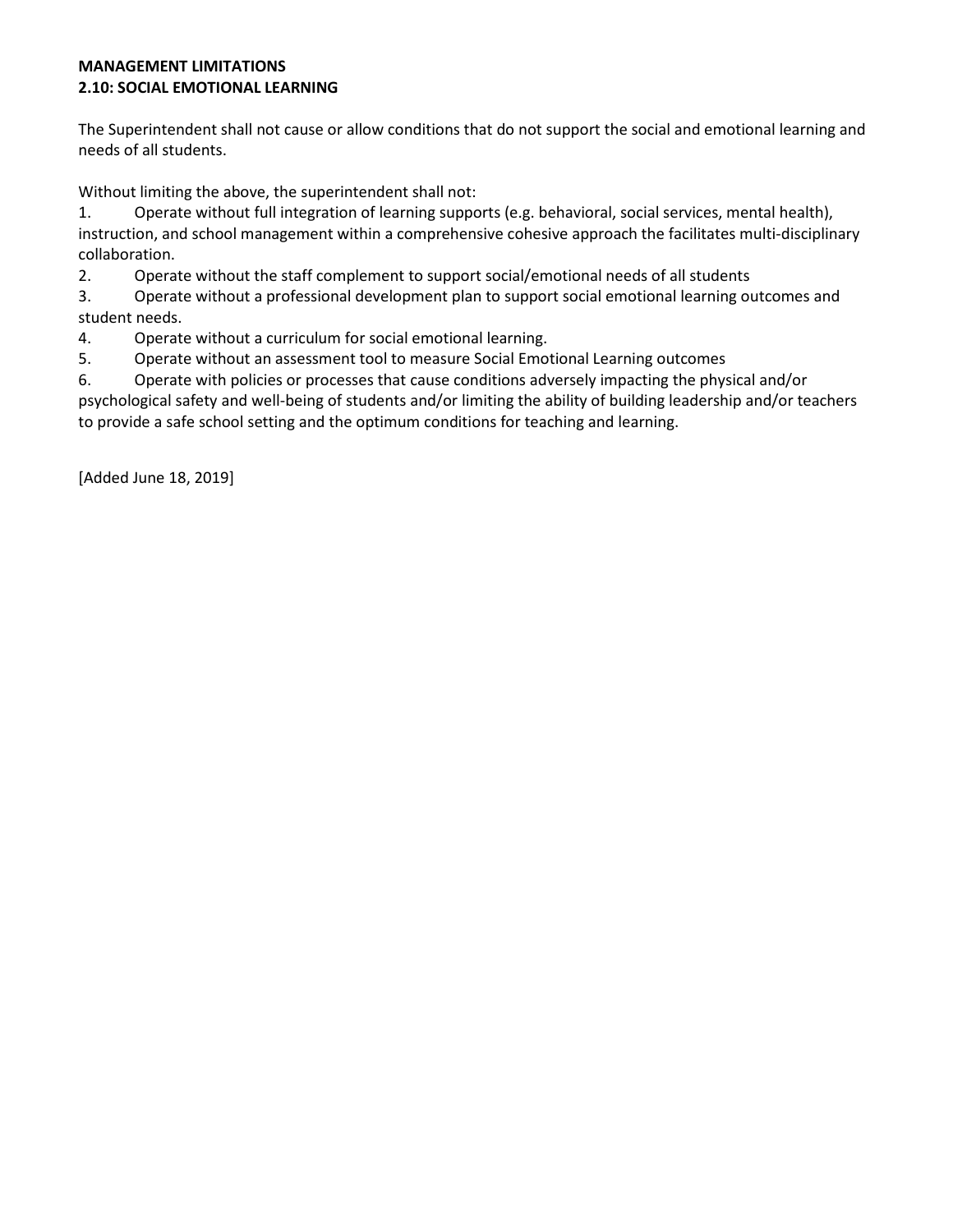**MANAGEMENT LIMITATIONS**
**2.10: SOCIAL EMOTIONAL LEARNING**

The Superintendent shall not cause or allow conditions that do not support the social and emotional learning and needs of all students.

Without limiting the above, the superintendent shall not:

1. Operate without full integration of learning supports (e.g. behavioral, social services, mental health), instruction, and school management within a comprehensive cohesive approach the facilitates multi-disciplinary collaboration.
2. Operate without the staff complement to support social/emotional needs of all students
3. Operate without a professional development plan to support social emotional learning outcomes and student needs.
4. Operate without a curriculum for social emotional learning.
5. Operate without an assessment tool to measure Social Emotional Learning outcomes
6. Operate with policies or processes that cause conditions adversely impacting the physical and/or psychological safety and well-being of students and/or limiting the ability of building leadership and/or teachers to provide a safe school setting and the optimum conditions for teaching and learning.

[Added June 18, 2019]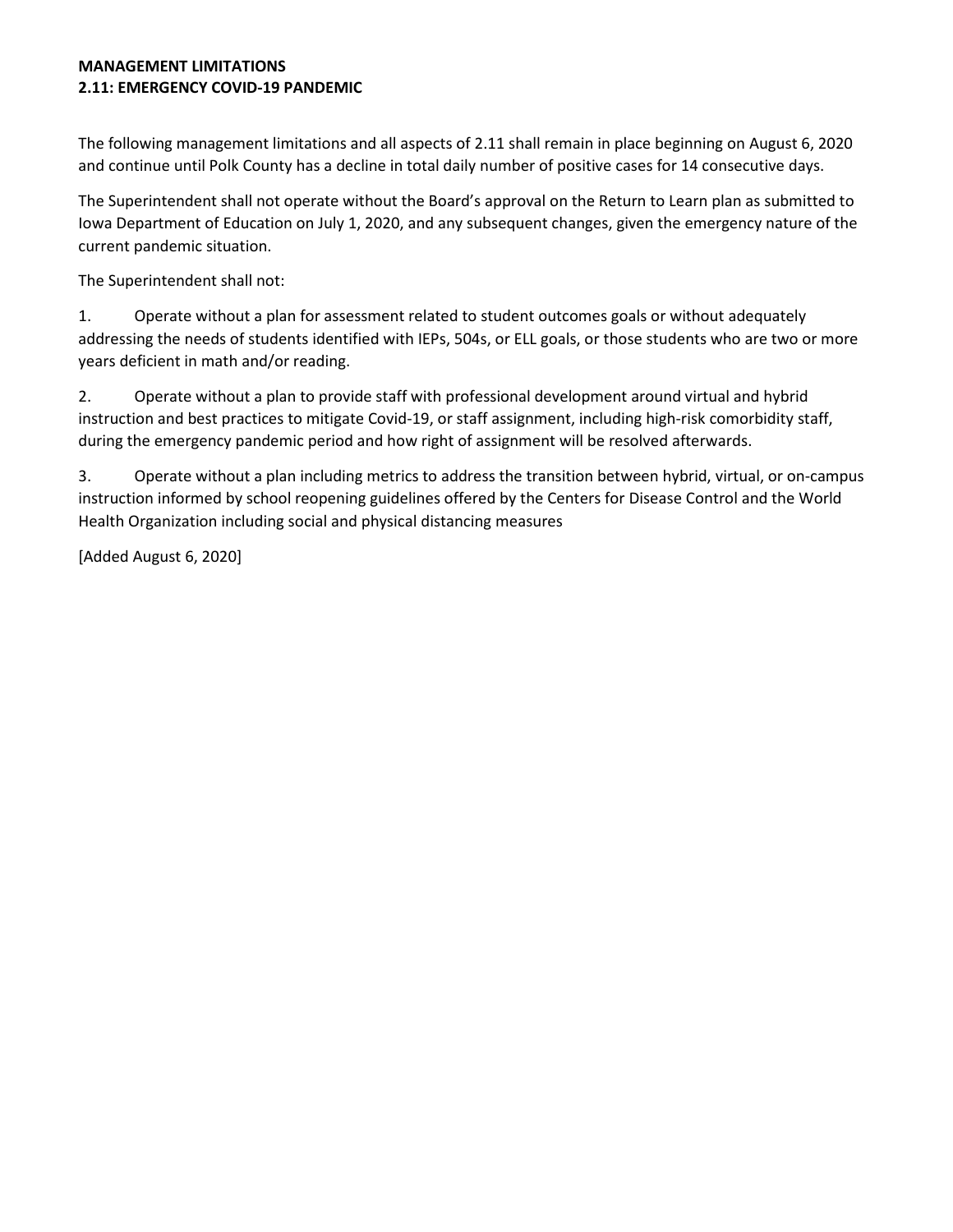**MANAGEMENT LIMITATIONS**
**2.11: EMERGENCY COVID-19 PANDEMIC**

The following management limitations and all aspects of 2.11 shall remain in place beginning on August 6, 2020 and continue until Polk County has a decline in total daily number of positive cases for 14 consecutive days.

The Superintendent shall not operate without the Board's approval on the Return to Learn plan as submitted to Iowa Department of Education on July 1, 2020, and any subsequent changes, given the emergency nature of the current pandemic situation.

The Superintendent shall not:

1. Operate without a plan for assessment related to student outcomes goals or without adequately addressing the needs of students identified with IEPs, 504s, or ELL goals, or those students who are two or more years deficient in math and/or reading.

2. Operate without a plan to provide staff with professional development around virtual and hybrid instruction and best practices to mitigate Covid-19, or staff assignment, including high-risk comorbidity staff, during the emergency pandemic period and how right of assignment will be resolved afterwards.

3. Operate without a plan including metrics to address the transition between hybrid, virtual, or on-campus instruction informed by school reopening guidelines offered by the Centers for Disease Control and the World Health Organization including social and physical distancing measures

[Added August 6, 2020]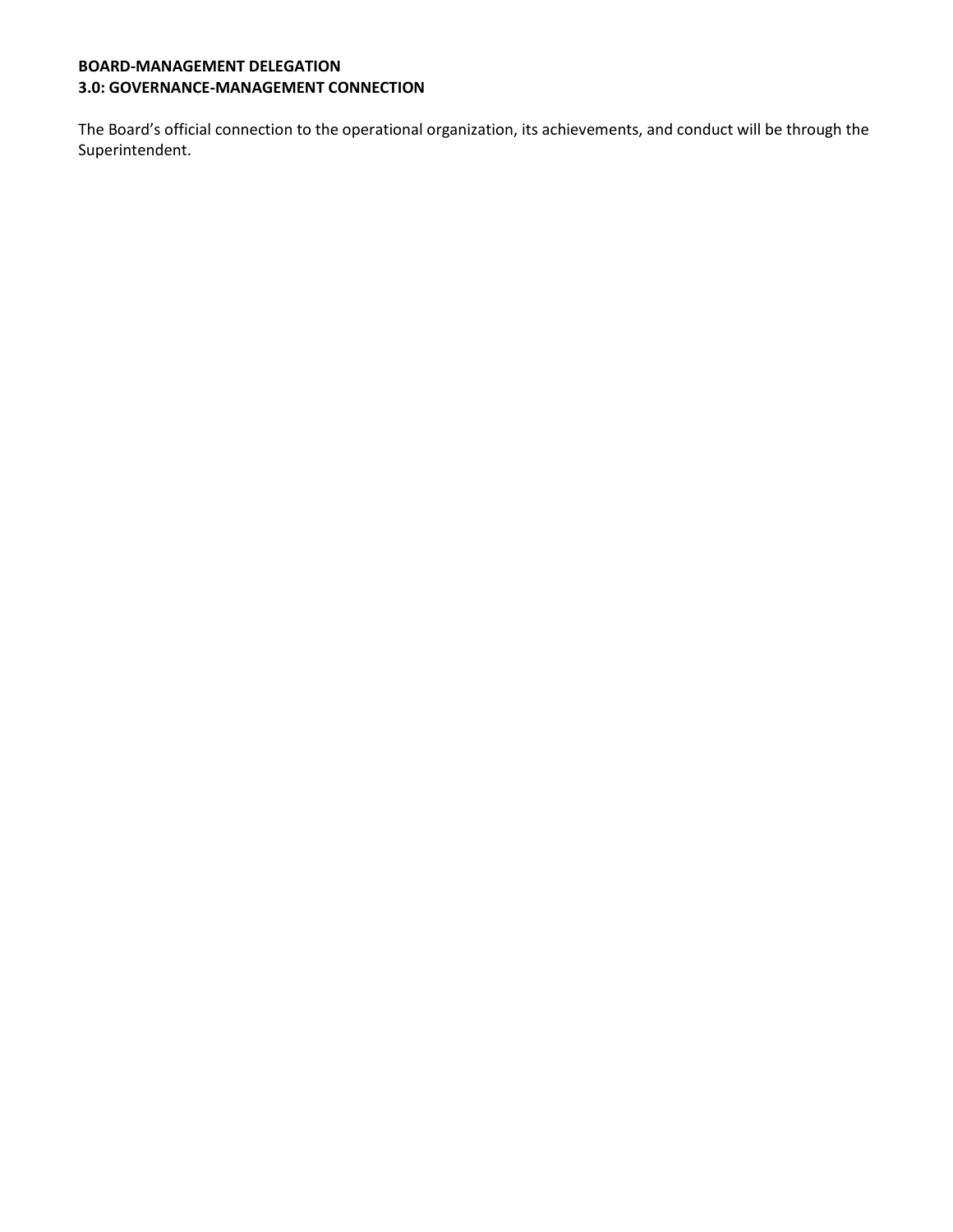**BOARD-MANAGEMENT DELEGATION**
**3.0: GOVERNANCE-MANAGEMENT CONNECTION**

The Board's official connection to the operational organization, its achievements, and conduct will be through the Superintendent.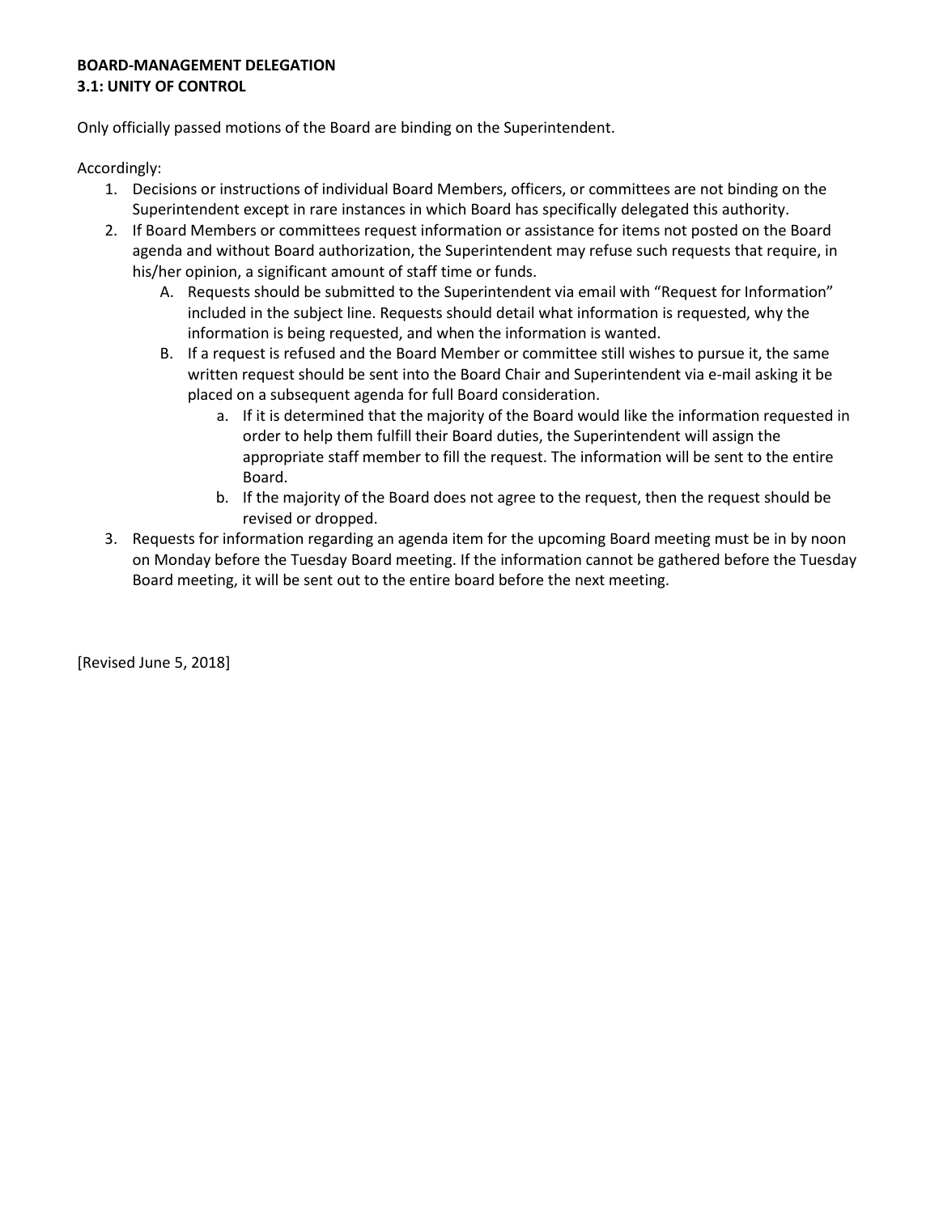**BOARD-MANAGEMENT DELEGATION**
**3.1: UNITY OF CONTROL**

Only officially passed motions of the Board are binding on the Superintendent.

Accordingly:

1. Decisions or instructions of individual Board Members, officers, or committees are not binding on the Superintendent except in rare instances in which Board has specifically delegated this authority.
2. If Board Members or committees request information or assistance for items not posted on the Board agenda and without Board authorization, the Superintendent may refuse such requests that require, in his/her opinion, a significant amount of staff time or funds.
   A. Requests should be submitted to the Superintendent via email with "Request for Information" included in the subject line. Requests should detail what information is requested, why the information is being requested, and when the information is wanted.
   B. If a request is refused and the Board Member or committee still wishes to pursue it, the same written request should be sent into the Board Chair and Superintendent via e-mail asking it be placed on a subsequent agenda for full Board consideration.
      a. If it is determined that the majority of the Board would like the information requested in order to help them fulfill their Board duties, the Superintendent will assign the appropriate staff member to fill the request. The information will be sent to the entire Board.
      b. If the majority of the Board does not agree to the request, then the request should be revised or dropped.
3. Requests for information regarding an agenda item for the upcoming Board meeting must be in by noon on Monday before the Tuesday Board meeting. If the information cannot be gathered before the Tuesday Board meeting, it will be sent out to the entire board before the next meeting.

[Revised June 5, 2018]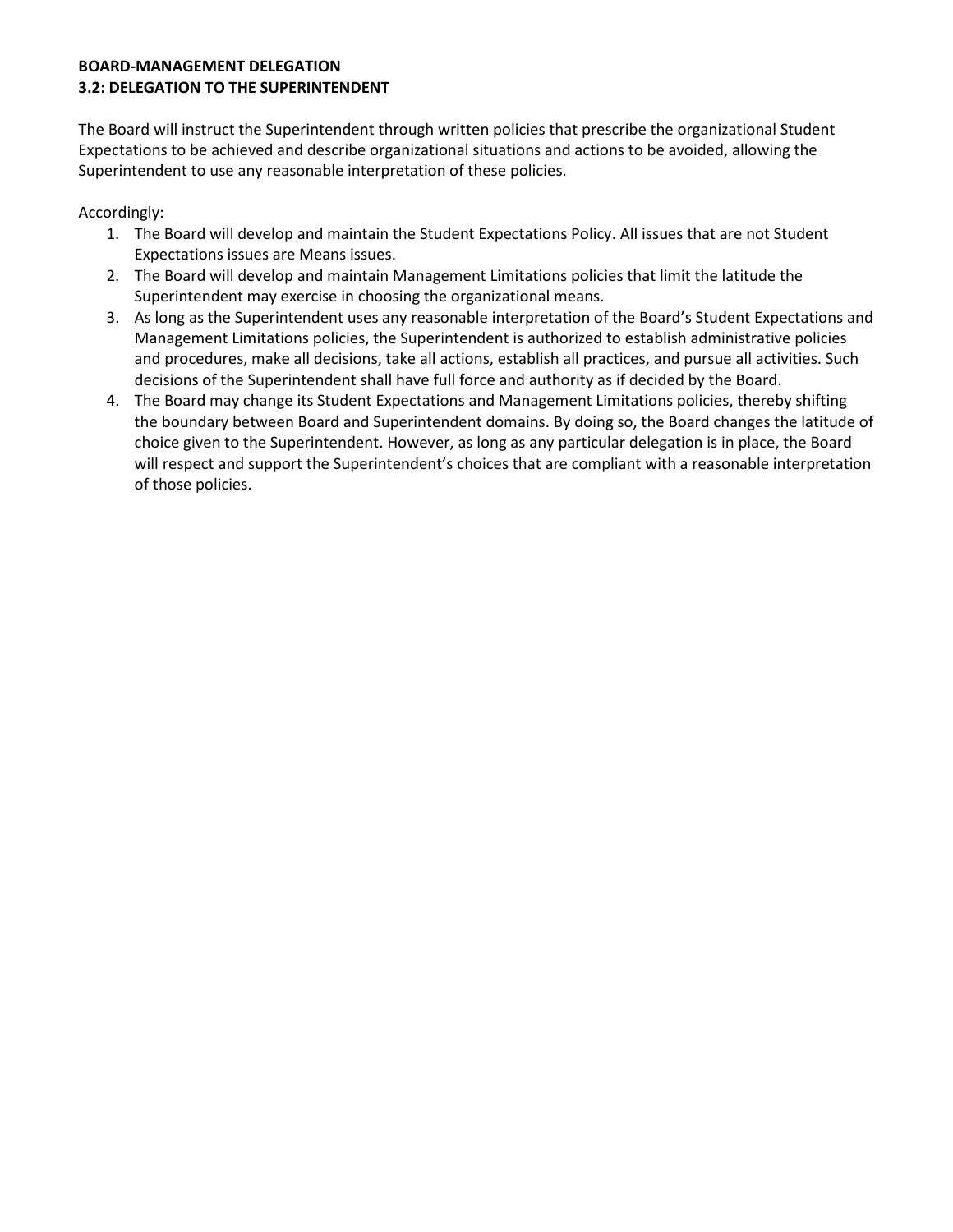**BOARD-MANAGEMENT DELEGATION**
**3.2: DELEGATION TO THE SUPERINTENDENT**

The Board will instruct the Superintendent through written policies that prescribe the organizational Student Expectations to be achieved and describe organizational situations and actions to be avoided, allowing the Superintendent to use any reasonable interpretation of these policies.

Accordingly:

1. The Board will develop and maintain the Student Expectations Policy. All issues that are not Student Expectations issues are Means issues.
2. The Board will develop and maintain Management Limitations policies that limit the latitude the Superintendent may exercise in choosing the organizational means.
3. As long as the Superintendent uses any reasonable interpretation of the Board's Student Expectations and Management Limitations policies, the Superintendent is authorized to establish administrative policies and procedures, make all decisions, take all actions, establish all practices, and pursue all activities. Such decisions of the Superintendent shall have full force and authority as if decided by the Board.
4. The Board may change its Student Expectations and Management Limitations policies, thereby shifting the boundary between Board and Superintendent domains. By doing so, the Board changes the latitude of choice given to the Superintendent. However, as long as any particular delegation is in place, the Board will respect and support the Superintendent's choices that are compliant with a reasonable interpretation of those policies.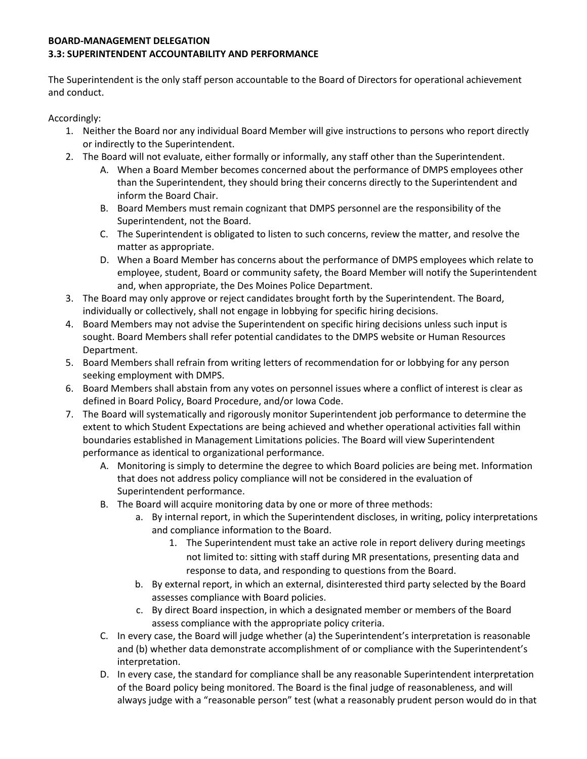**BOARD-MANAGEMENT DELEGATION**
**3.3: SUPERINTENDENT ACCOUNTABILITY AND PERFORMANCE**

The Superintendent is the only staff person accountable to the Board of Directors for operational achievement and conduct.

Accordingly:

1. Neither the Board nor any individual Board Member will give instructions to persons who report directly or indirectly to the Superintendent.
2. The Board will not evaluate, either formally or informally, any staff other than the Superintendent.
   A. When a Board Member becomes concerned about the performance of DMPS employees other than the Superintendent, they should bring their concerns directly to the Superintendent and inform the Board Chair.
   B. Board Members must remain cognizant that DMPS personnel are the responsibility of the Superintendent, not the Board.
   C. The Superintendent is obligated to listen to such concerns, review the matter, and resolve the matter as appropriate.
   D. When a Board Member has concerns about the performance of DMPS employees which relate to employee, student, Board or community safety, the Board Member will notify the Superintendent and, when appropriate, the Des Moines Police Department.
3. The Board may only approve or reject candidates brought forth by the Superintendent. The Board, individually or collectively, shall not engage in lobbying for specific hiring decisions.
4. Board Members may not advise the Superintendent on specific hiring decisions unless such input is sought. Board Members shall refer potential candidates to the DMPS website or Human Resources Department.
5. Board Members shall refrain from writing letters of recommendation for or lobbying for any person seeking employment with DMPS.
6. Board Members shall abstain from any votes on personnel issues where a conflict of interest is clear as defined in Board Policy, Board Procedure, and/or Iowa Code.
7. The Board will systematically and rigorously monitor Superintendent job performance to determine the extent to which Student Expectations are being achieved and whether operational activities fall within boundaries established in Management Limitations policies. The Board will view Superintendent performance as identical to organizational performance.
   A. Monitoring is simply to determine the degree to which Board policies are being met. Information that does not address policy compliance will not be considered in the evaluation of Superintendent performance.
   B. The Board will acquire monitoring data by one or more of three methods:
      a. By internal report, in which the Superintendent discloses, in writing, policy interpretations and compliance information to the Board.
         1. The Superintendent must take an active role in report delivery during meetings not limited to: sitting with staff during MR presentations, presenting data and response to data, and responding to questions from the Board.
      b. By external report, in which an external, disinterested third party selected by the Board assesses compliance with Board policies.
      c. By direct Board inspection, in which a designated member or members of the Board assess compliance with the appropriate policy criteria.
   C. In every case, the Board will judge whether (a) the Superintendent's interpretation is reasonable and (b) whether data demonstrate accomplishment of or compliance with the Superintendent's interpretation.
   D. In every case, the standard for compliance shall be any reasonable Superintendent interpretation of the Board policy being monitored. The Board is the final judge of reasonableness, and will always judge with a "reasonable person" test (what a reasonably prudent person would do in that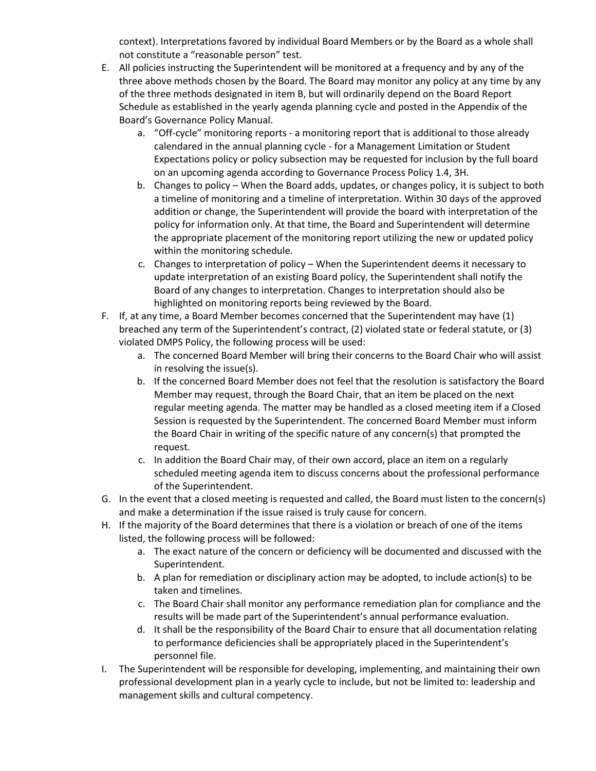context). Interpretations favored by individual Board Members or by the Board as a whole shall not constitute a "reasonable person" test.

E. All policies instructing the Superintendent will be monitored at a frequency and by any of the three above methods chosen by the Board. The Board may monitor any policy at any time by any of the three methods designated in item B, but will ordinarily depend on the Board Report Schedule as established in the yearly agenda planning cycle and posted in the Appendix of the Board's Governance Policy Manual.
   a. "Off-cycle" monitoring reports - a monitoring report that is additional to those already calendared in the annual planning cycle - for a Management Limitation or Student Expectations policy or policy subsection may be requested for inclusion by the full board on an upcoming agenda according to Governance Process Policy 1.4, 3H.
   b. Changes to policy – When the Board adds, updates, or changes policy, it is subject to both a timeline of monitoring and a timeline of interpretation. Within 30 days of the approved addition or change, the Superintendent will provide the board with interpretation of the policy for information only. At that time, the Board and Superintendent will determine the appropriate placement of the monitoring report utilizing the new or updated policy within the monitoring schedule.
   c. Changes to interpretation of policy – When the Superintendent deems it necessary to update interpretation of an existing Board policy, the Superintendent shall notify the Board of any changes to interpretation. Changes to interpretation should also be highlighted on monitoring reports being reviewed by the Board.

F. If, at any time, a Board Member becomes concerned that the Superintendent may have (1) breached any term of the Superintendent's contract, (2) violated state or federal statute, or (3) violated DMPS Policy, the following process will be used:
   a. The concerned Board Member will bring their concerns to the Board Chair who will assist in resolving the issue(s).
   b. If the concerned Board Member does not feel that the resolution is satisfactory the Board Member may request, through the Board Chair, that an item be placed on the next regular meeting agenda. The matter may be handled as a closed meeting item if a Closed Session is requested by the Superintendent. The concerned Board Member must inform the Board Chair in writing of the specific nature of any concern(s) that prompted the request.
   c. In addition the Board Chair may, of their own accord, place an item on a regularly scheduled meeting agenda item to discuss concerns about the professional performance of the Superintendent.

G. In the event that a closed meeting is requested and called, the Board must listen to the concern(s) and make a determination if the issue raised is truly cause for concern.

H. If the majority of the Board determines that there is a violation or breach of one of the items listed, the following process will be followed:
   a. The exact nature of the concern or deficiency will be documented and discussed with the Superintendent.
   b. A plan for remediation or disciplinary action may be adopted, to include action(s) to be taken and timelines.
   c. The Board Chair shall monitor any performance remediation plan for compliance and the results will be made part of the Superintendent's annual performance evaluation.
   d. It shall be the responsibility of the Board Chair to ensure that all documentation relating to performance deficiencies shall be appropriately placed in the Superintendent's personnel file.

I. The Superintendent will be responsible for developing, implementing, and maintaining their own professional development plan in a yearly cycle to include, but not be limited to: leadership and management skills and cultural competency.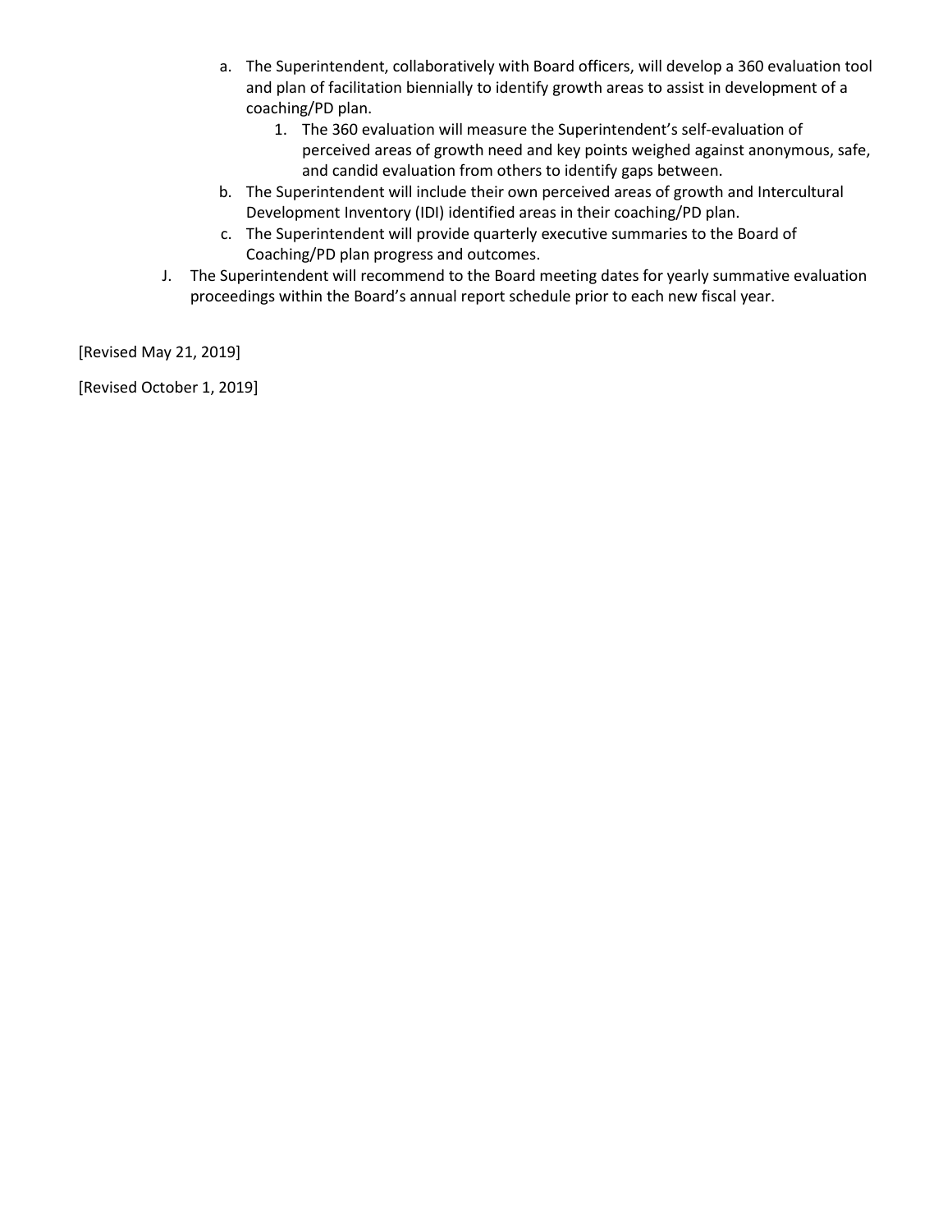a. The Superintendent, collaboratively with Board officers, will develop a 360 evaluation tool and plan of facilitation biennially to identify growth areas to assist in development of a coaching/PD plan.
    1. The 360 evaluation will measure the Superintendent's self-evaluation of perceived areas of growth need and key points weighed against anonymous, safe, and candid evaluation from others to identify gaps between.

b. The Superintendent will include their own perceived areas of growth and Intercultural Development Inventory (IDI) identified areas in their coaching/PD plan.

c. The Superintendent will provide quarterly executive summaries to the Board of Coaching/PD plan progress and outcomes.

J. The Superintendent will recommend to the Board meeting dates for yearly summative evaluation proceedings within the Board's annual report schedule prior to each new fiscal year.

[Revised May 21, 2019]

[Revised October 1, 2019]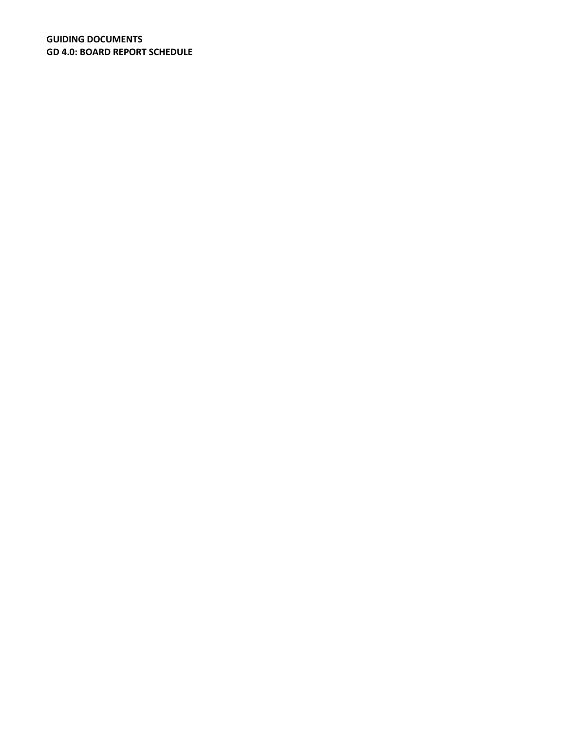**GUIDING DOCUMENTS**
**GD 4.0: BOARD REPORT SCHEDULE**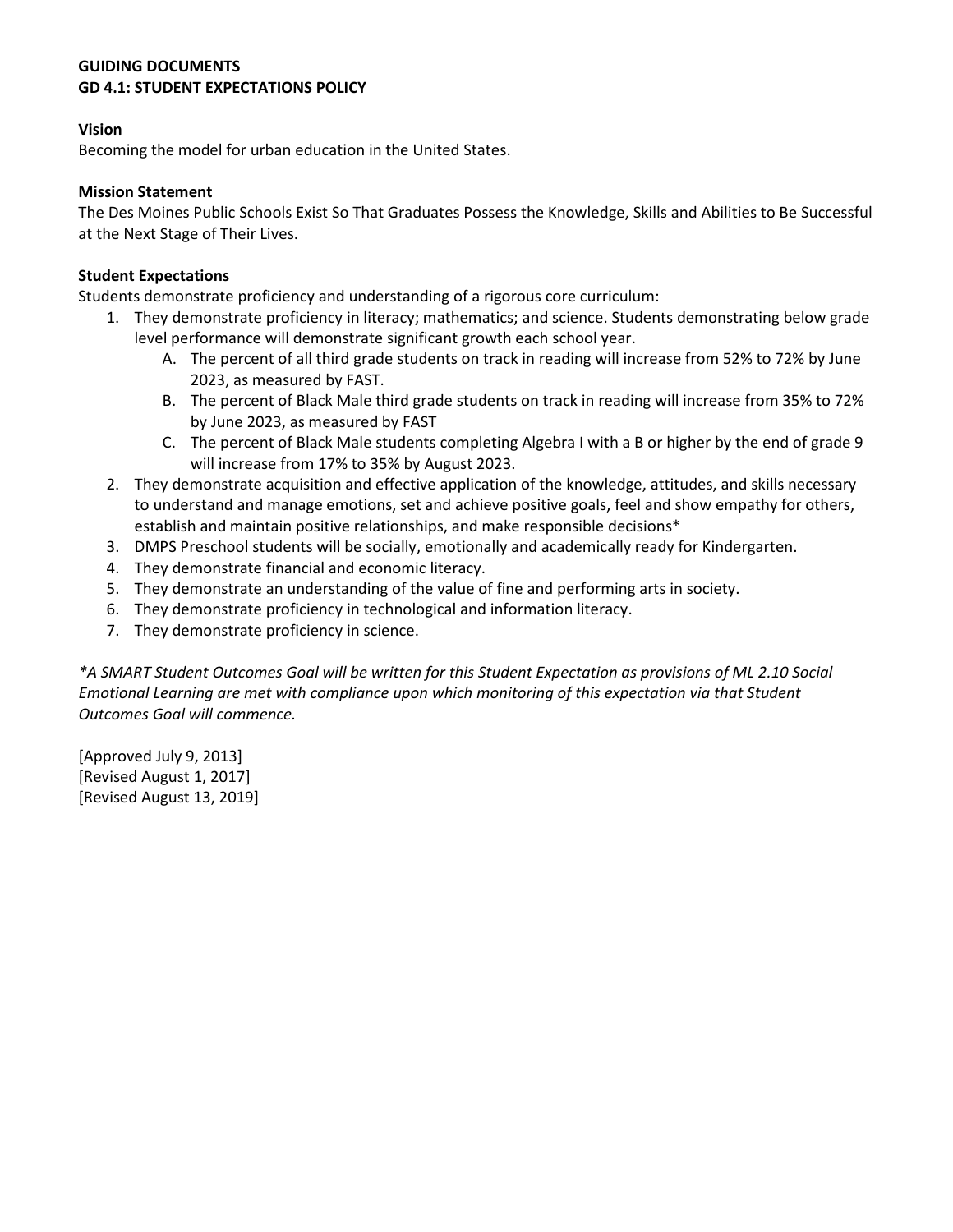**GUIDING DOCUMENTS**
**GD 4.1: STUDENT EXPECTATIONS POLICY**

**Vision**
Becoming the model for urban education in the United States.

**Mission Statement**
The Des Moines Public Schools Exist So That Graduates Possess the Knowledge, Skills and Abilities to Be Successful at the Next Stage of Their Lives.

**Student Expectations**
Students demonstrate proficiency and understanding of a rigorous core curriculum:

1. They demonstrate proficiency in literacy; mathematics; and science. Students demonstrating below grade level performance will demonstrate significant growth each school year.
   A. The percent of all third grade students on track in reading will increase from 52% to 72% by June 2023, as measured by FAST.
   B. The percent of Black Male third grade students on track in reading will increase from 35% to 72% by June 2023, as measured by FAST
   C. The percent of Black Male students completing Algebra I with a B or higher by the end of grade 9 will increase from 17% to 35% by August 2023.
2. They demonstrate acquisition and effective application of the knowledge, attitudes, and skills necessary to understand and manage emotions, set and achieve positive goals, feel and show empathy for others, establish and maintain positive relationships, and make responsible decisions*
3. DMPS Preschool students will be socially, emotionally and academically ready for Kindergarten.
4. They demonstrate financial and economic literacy.
5. They demonstrate an understanding of the value of fine and performing arts in society.
6. They demonstrate proficiency in technological and information literacy.
7. They demonstrate proficiency in science.

*\*A SMART Student Outcomes Goal will be written for this Student Expectation as provisions of ML 2.10 Social Emotional Learning are met with compliance upon which monitoring of this expectation via that Student Outcomes Goal will commence.*

[Approved July 9, 2013]
[Revised August 1, 2017]
[Revised August 13, 2019]